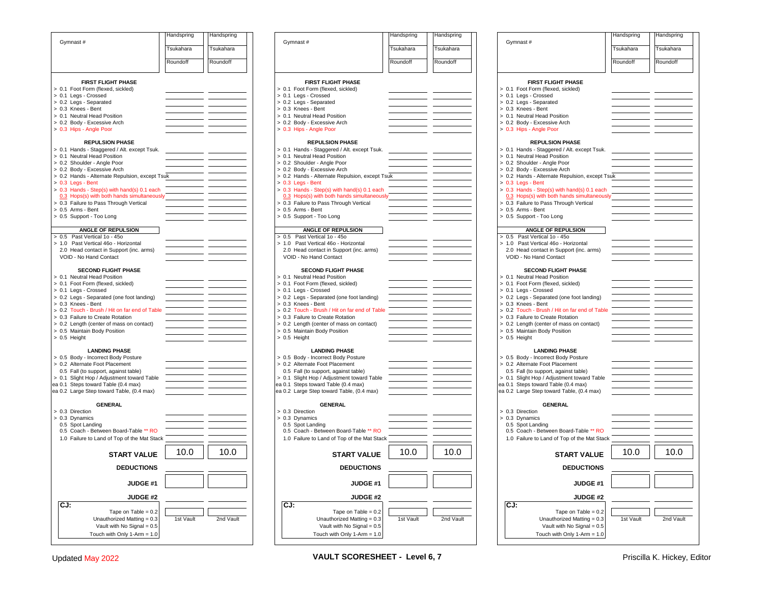| Gymnast # | Handspring / Tsukahara / Roundoff | Handspring / Tsukahara / Roundoff |
|---|---|---|
| **FIRST FLIGHT PHASE** | | |
| > 0.1 Foot Form (flexed, sickled) | | |
| > 0.1 Legs - Crossed | | |
| > 0.2 Legs - Separated | | |
| > 0.3 Knees - Bent | | |
| > 0.1 Neutral Head Position | | |
| > 0.2 Body - Excessive Arch | | |
| > 0.3 Hips - Angle Poor | | |
| **REPULSION PHASE** | | |
| > 0.1 Hands - Staggered / Alt. except Tsuk. | | |
| > 0.1 Neutral Head Position | | |
| > 0.2 Shoulder - Angle Poor | | |
| > 0.2 Body - Excessive Arch | | |
| > 0.2 Hands - Alternate Repulsion, except Tsuk | | |
| > 0.3 Legs - Bent | | |
| > 0.3 Hands - Step(s) with hand(s) 0.1 each | | |
| 0.3 Hops(s) with both hands simultaneously | | |
| > 0.3 Failure to Pass Through Vertical | | |
| > 0.5 Arms - Bent | | |
| > 0.5 Support - Too Long | | |
| **ANGLE OF REPULSION** | | |
| > 0.5 Past Vertical 1o - 45o | | |
| > 1.0 Past Vertical 46o - Horizontal | | |
| 2.0 Head contact in Support (inc. arms) | | |
| VOID - No Hand Contact | | |
| **SECOND FLIGHT PHASE** | | |
| > 0.1 Neutral Head Position | | |
| > 0.1 Foot Form (flexed, sickled) | | |
| > 0.1 Legs - Crossed | | |
| > 0.2 Legs - Separated (one foot landing) | | |
| > 0.3 Knees - Bent | | |
| > 0.2 Touch - Brush / Hit on far end of Table | | |
| > 0.3 Failure to Create Rotation | | |
| > 0.2 Length (center of mass on contact) | | |
| > 0.5 Maintain Body Position | | |
| > 0.5 Height | | |
| **LANDING PHASE** | | |
| > 0.5 Body - Incorrect Body Posture | | |
| > 0.2 Alternate Foot Placement | | |
| 0.5 Fall (to support, against table) | | |
| > 0.1 Slight Hop / Adjustment toward Table | | |
| ea 0.1 Steps toward Table (0.4 max) | | |
| ea 0.2 Large Step toward Table, (0.4 max) | | |
| **GENERAL** | | |
| > 0.3 Direction | | |
| > 0.3 Dynamics | | |
| 0.5 Spot Landing | | |
| 0.5 Coach - Between Board-Table ** RO | | |
| 1.0 Failure to Land of Top of the Mat Stack | | |
| **START VALUE** | 10.0 | 10.0 |
| **DEDUCTIONS** | | |
| **JUDGE #1** | | |
| **JUDGE #2** | | |
| **CJ:** Tape on Table = 0.2 | | |
| Unauthorized Matting = 0.3 | 1st Vault | 2nd Vault |
| Vault with No Signal = 0.5 | | |
| Touch with Only 1-Arm = 1.0 | | |

(The same scoresheet is repeated three times across the page.)

Updated May 2022

**VAULT SCORESHEET - Level 6, 7**

Priscilla K. Hickey, Editor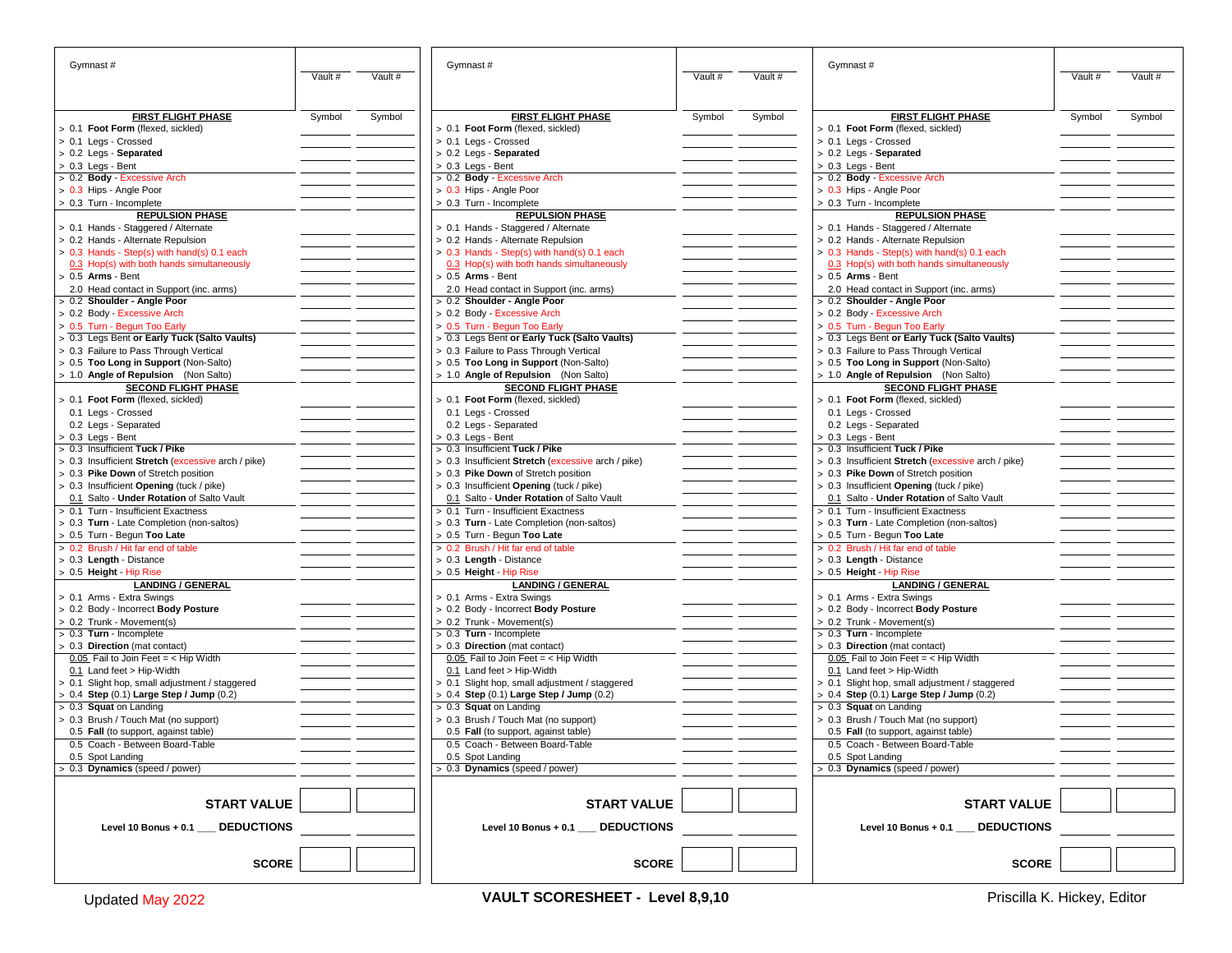# VAULT SCORESHEET - Level 8,9,10

| Gymnast # | Vault # | Vault # |
|---|---|---|
| **FIRST FLIGHT PHASE** | Symbol | Symbol |
| > 0.1 **Foot Form** (flexed, sickled) | | |
| > 0.1 Legs - Crossed | | |
| > 0.2 Legs - **Separated** | | |
| > 0.3 Legs - Bent | | |
| > 0.2 **Body** - Excessive Arch | | |
| > 0.3 Hips - Angle Poor | | |
| > 0.3 Turn - Incomplete | | |
| **REPULSION PHASE** | | |
| > 0.1 Hands - Staggered / Alternate | | |
| > 0.2 Hands - Alternate Repulsion | | |
| > 0.3 Hands - Step(s) with hand(s) 0.1 each | | |
| 0.3 Hop(s) with both hands simultaneously | | |
| > 0.5 **Arms** - Bent | | |
| 2.0 Head contact in Support (inc. arms) | | |
| > 0.2 **Shoulder - Angle Poor** | | |
| > 0.2 Body - Excessive Arch | | |
| > 0.5 Turn - Begun Too Early | | |
| > 0.3 Legs Bent **or Early Tuck (Salto Vaults)** | | |
| > 0.3 Failure to Pass Through Vertical | | |
| > 0.5 **Too Long in Support** (Non-Salto) | | |
| > 1.0 **Angle of Repulsion** (Non Salto) | | |
| **SECOND FLIGHT PHASE** | | |
| > 0.1 **Foot Form** (flexed, sickled) | | |
| 0.1 Legs - Crossed | | |
| 0.2 Legs - Separated | | |
| > 0.3 Legs - Bent | | |
| > 0.3 Insufficient **Tuck / Pike** | | |
| > 0.3 Insufficient **Stretch** (excessive arch / pike) | | |
| > 0.3 **Pike Down** of Stretch position | | |
| > 0.3 Insufficient **Opening** (tuck / pike) | | |
| 0.1 Salto - **Under Rotation** of Salto Vault | | |
| > 0.1 Turn - Insufficient Exactness | | |
| > 0.3 **Turn** - Late Completion (non-saltos) | | |
| > 0.5 Turn - Begun **Too Late** | | |
| > 0.2 Brush / Hit far end of table | | |
| > 0.3 **Length** - Distance | | |
| > 0.5 **Height** - Hip Rise | | |
| **LANDING / GENERAL** | | |
| > 0.1 Arms - Extra Swings | | |
| > 0.2 Body - Incorrect **Body Posture** | | |
| > 0.2 Trunk - Movement(s) | | |
| > 0.3 **Turn** - Incomplete | | |
| > 0.3 **Direction** (mat contact) | | |
| 0.05 Fail to Join Feet = < Hip Width | | |
| 0.1 Land feet > Hip-Width | | |
| > 0.1 Slight hop, small adjustment / staggered | | |
| > 0.4 **Step** (0.1) **Large Step / Jump** (0.2) | | |
| > 0.3 **Squat** on Landing | | |
| > 0.3 Brush / Touch Mat (no support) | | |
| 0.5 **Fall** (to support, against table) | | |
| 0.5 Coach - Between Board-Table | | |
| 0.5 Spot Landing | | |
| > 0.3 **Dynamics** (speed / power) | | |
| **START VALUE** | | |
| Level 10 Bonus + 0.1 ___ **DEDUCTIONS** | | |
| **SCORE** | | |

(The scoresheet above is repeated three times across the page.)

Updated May 2022

Priscilla K. Hickey, Editor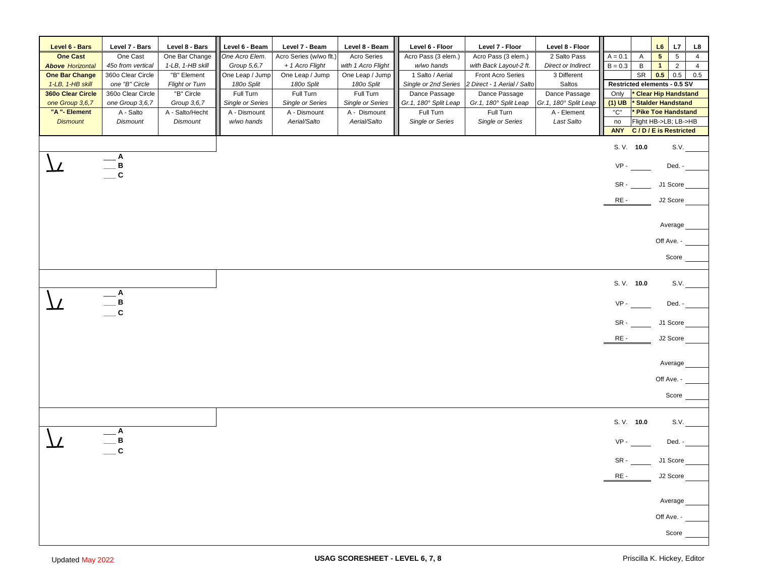| Level 6 - Bars | Level 7 - Bars | Level 8 - Bars | Level 6 - Beam | Level 7 - Beam | Level 8 - Beam | Level 6 - Floor | Level 7 - Floor | Level 8 - Floor |
|---|---|---|---|---|---|---|---|---|
| **One Cast** | One Cast | One Bar Change | *One Acro Elem.* | Acro Series (w/wo flt.) | Acro Series | Acro Pass (3 elem.) | Acro Pass (3 elem.) | 2 Salto Pass |
| ***Above** Horizontal* | *45o from vertical* | *1-LB, 1-HB skill* | *Group 5,6,7* | *+ 1 Acro Flight* | *with 1 Acro Flight* | *w/wo hands* | *with Back Layout-2 ft.* | *Direct or Indirect* |
| **One Bar Change** | 360o Clear Circle | "B" Element | One Leap / Jump | One Leap / Jump | One Leap / Jump | 1 Salto / Aerial | Front Acro Series | 3 Different |
| *1-LB, 1-HB skill* | *one "B" Circle* | *Flight or Turn* | *180o Split* | *180o Split* | *180o Split* | *Single or 2nd Series* | *2 Direct - 1 Aerial / Salto* | Saltos |
| **360o Clear Circle** | 360o Clear Circle | "B" Circle | Full Turn | Full Turn | Full Turn | Dance Passage | Dance Passage | Dance Passage |
| *one Group 3,6,7* | *one Group 3,6,7* | *Group 3,6,7* | *Single or Series* | *Single or Series* | *Single or Series* | *Gr.1, 180° Split Leap* | *Gr.1, 180° Split Leap* | *Gr.1, 180° Split Leap* |
| **"A "- Element** | A - Salto | A - Salto/Hecht | A - Dismount | A - Dismount | A - Dismount | Full Turn | Full Turn | A - Element |
| *Dismount* | *Dismount* | *Dismount* | *w/wo hands* | *Aerial/Salto* | *Aerial/Salto* | *Single or Series* | *Single or Series* | *Last Salto* |

| | | L6 | L7 | L8 |
|---|---|---|---|---|
| A = 0.1 | A | **5** | 5 | 4 |
| B = 0.3 | B | **1** | 2 | 4 |
| | SR | **0.5** | 0.5 | 0.5 |

**Restricted elements - 0.5 SV**

| | |
|---|---|
| Only | **\* Clear Hip Handstand** |
| **(1) UB** | **\* Stalder Handstand** |
| "C" | **\* Pike Toe Handstand** |
| no | Flight HB->LB; LB->HB |
| **ANY** | **C / D / E is Restricted** |

---

___ **A**
___ **B**
___ **C**

S. V. **10.0** S.V. ______
VP - ______ Ded. - ______
SR - ______ J1 Score ______
RE - ______ J2 Score ______
Average ______
Off Ave. - ______
Score ______

---

___ **A**
___ **B**
___ **C**

S. V. **10.0** S.V. ______
VP - ______ Ded. - ______
SR - ______ J1 Score ______
RE - ______ J2 Score ______
Average ______
Off Ave. - ______
Score ______

---

___ **A**
___ **B**
___ **C**

S. V. **10.0** S.V. ______
VP - ______ Ded. - ______
SR - ______ J1 Score ______
RE - ______ J2 Score ______
Average ______
Off Ave. - ______
Score ______

---

Updated May 2022 **USAG SCORESHEET - LEVEL 6, 7, 8** Priscilla K. Hickey, Editor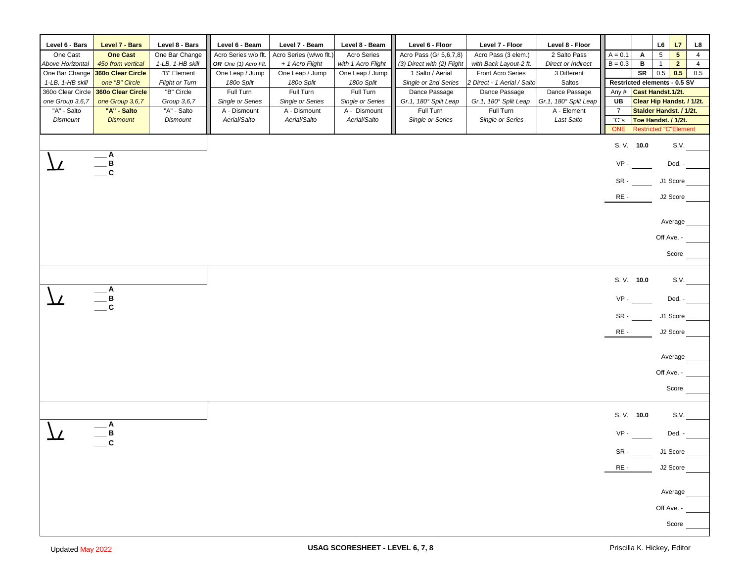| Level 6 - Bars | Level 7 - Bars | Level 8 - Bars | Level 6 - Beam | Level 7 - Beam | Level 8 - Beam | Level 6 - Floor | Level 7 - Floor | Level 8 - Floor |
|---|---|---|---|---|---|---|---|---|
| One Cast *Above Horizontal* | **One Cast** *45o from vertical* | One Bar Change *1-LB, 1-HB skill* | Acro Series w/o flt. ***OR** One (1) Acro Flt.* | Acro Series (w/wo flt.) *+ 1 Acro Flight* | Acro Series *with 1 Acro Flight* | Acro Pass (Gr 5,6,7,8) *(3) Direct with (2) Flight* | Acro Pass (3 elem.) *with Back Layout-2 ft.* | 2 Salto Pass *Direct or Indirect* |
| One Bar Change *1-LB, 1-HB skill* | **360o Clear Circle** *one "B" Circle* | "B" Element *Flight or Turn* | One Leap / Jump *180o Split* | One Leap / Jump *180o Split* | One Leap / Jump *180o Split* | 1 Salto / Aerial *Single or 2nd Series* | Front Acro Series *2 Direct - 1 Aerial / Salto* | 3 Different Saltos |
| 360o Clear Circle *one Group 3,6,7* | **360o Clear Circle** *one Group 3,6,7* | "B" Circle *Group 3,6,7* | Full Turn *Single or Series* | Full Turn *Single or Series* | Full Turn *Single or Series* | Dance Passage *Gr.1, 180° Split Leap* | Dance Passage *Gr.1, 180° Split Leap* | Dance Passage *Gr.1, 180° Split Leap* |
| "A" - Salto *Dismount* | **"A" - Salto** *Dismount* | "A" - Salto *Dismount* | A - Dismount *Aerial/Salto* | A - Dismount *Aerial/Salto* | A - Dismount *Aerial/Salto* | Full Turn *Single or Series* | Full Turn *Single or Series* | A - Element *Last Salto* |

| | | L6 | L7 | L8 |
|---|---|---|---|---|
| A = 0.1 | A | 5 | 5 | 4 |
| B = 0.3 | B | 1 | 2 | 4 |
| | SR | 0.5 | 0.5 | 0.5 |

**Restricted elements - 0.5 SV**

| | |
|---|---|
| Any # | **Cast Handst.1/2t.** |
| UB | **Clear Hip Handst. / 1/2t.** |
| 7 | **Stalder Handst. / 1/2t.** |
| "C"s | **Toe Handst. / 1/2t.** |
| ONE | Restricted "C"Element |

___ **A**
___ **B**
___ **C**

S. V. **10.0** S.V. ______
VP - ______ Ded. - ______
SR - ______ J1 Score ______
RE - ______ J2 Score ______
Average ______
Off Ave. - ______
Score ______

___ **A**
___ **B**
___ **C**

S. V. **10.0** S.V. ______
VP - ______ Ded. - ______
SR - ______ J1 Score ______
RE - ______ J2 Score ______
Average ______
Off Ave. - ______
Score ______

___ **A**
___ **B**
___ **C**

S. V. **10.0** S.V. ______
VP - ______ Ded. - ______
SR - ______ J1 Score ______
RE - ______ J2 Score ______
Average ______
Off Ave. - ______
Score ______

Updated May 2022 **USAG SCORESHEET - LEVEL 6, 7, 8** Priscilla K. Hickey, Editor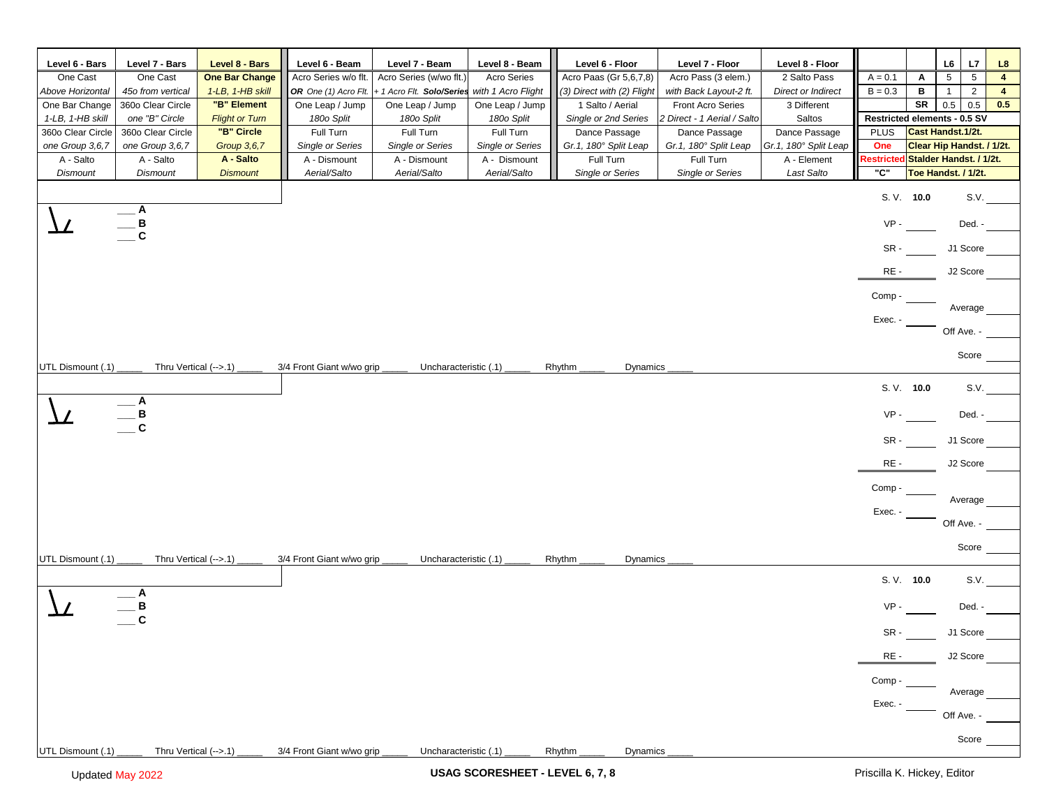| Level 6 - Bars | Level 7 - Bars | Level 8 - Bars | Level 6 - Beam | Level 7 - Beam | Level 8 - Beam | Level 6 - Floor | Level 7 - Floor | Level 8 - Floor | | | L6 | L7 | L8 |
|---|---|---|---|---|---|---|---|---|---|---|---|---|---|
| One Cast | One Cast | **One Bar Change** | Acro Series w/o flt. | Acro Series (w/wo flt.) | Acro Series | Acro Paas (Gr 5,6,7,8) | Acro Pass (3 elem.) | 2 Salto Pass | A = 0.1 | **A** | 5 | 5 | **4** |
| *Above Horizontal* | *45o from vertical* | *1-LB, 1-HB skill* | ***OR*** *One (1) Acro Flt.* | *+ 1 Acro Flt.* ***Solo/Series*** | *with 1 Acro Flight* | *(3) Direct with (2) Flight* | *with Back Layout-2 ft.* | *Direct or Indirect* | B = 0.3 | **B** | 1 | 2 | **4** |
| One Bar Change | 360o Clear Circle | **"B" Element** | One Leap / Jump | One Leap / Jump | One Leap / Jump | 1 Salto / Aerial | Front Acro Series | 3 Different | | **SR** | 0.5 | 0.5 | **0.5** |
| *1-LB, 1-HB skill* | *one "B" Circle* | *Flight or Turn* | *180o Split* | *180o Split* | *180o Split* | *Single or 2nd Series* | *2 Direct - 1 Aerial / Salto* | Saltos | **Restricted elements - 0.5 SV** | | | | |
| 360o Clear Circle | 360o Clear Circle | **"B" Circle** | Full Turn | Full Turn | Full Turn | Dance Passage | Dance Passage | Dance Passage | PLUS | **Cast Handst.1/2t.** | | | |
| *one Group 3,6,7* | *one Group 3,6,7* | *Group 3,6,7* | *Single or Series* | *Single or Series* | *Single or Series* | *Gr.1, 180° Split Leap* | *Gr.1, 180° Split Leap* | *Gr.1, 180° Split Leap* | **One** | **Clear Hip Handst. / 1/2t.** | | | |
| A - Salto | A - Salto | **A - Salto** | A - Dismount | A - Dismount | A - Dismount | Full Turn | Full Turn | A - Element | **Restricted** | **Stalder Handst. / 1/2t.** | | | |
| *Dismount* | *Dismount* | *Dismount* | *Aerial/Salto* | *Aerial/Salto* | *Aerial/Salto* | *Single or Series* | *Single or Series* | *Last Salto* | **"C"** | **Toe Handst. / 1/2t.** | | | |

___ **A**
___ **B**
___ **C**

S. V. **10.0** S.V. ______
VP - ______ Ded. - ______
SR - ______ J1 Score ______
RE - ______ J2 Score ______
Comp - ______ Average ______
Exec. - ______ Off Ave. - ______
Score ______

UTL Dismount (.1) _____ Thru Vertical (-->.1) _____ 3/4 Front Giant w/wo grip _____ Uncharacteristic (.1) _____ Rhythm _____ Dynamics _____

___ **A**
___ **B**
___ **C**

S. V. **10.0** S.V. ______
VP - ______ Ded. - ______
SR - ______ J1 Score ______
RE - ______ J2 Score ______
Comp - ______ Average ______
Exec. - ______ Off Ave. - ______
Score ______

UTL Dismount (.1) _____ Thru Vertical (-->.1) _____ 3/4 Front Giant w/wo grip _____ Uncharacteristic (.1) _____ Rhythm _____ Dynamics _____

___ **A**
___ **B**
___ **C**

S. V. **10.0** S.V. ______
VP - ______ Ded. - ______
SR - ______ J1 Score ______
RE - ______ J2 Score ______
Comp - ______ Average ______
Exec. - ______ Off Ave. - ______
Score ______

UTL Dismount (.1) _____ Thru Vertical (-->.1) _____ 3/4 Front Giant w/wo grip _____ Uncharacteristic (.1) _____ Rhythm _____ Dynamics _____

Updated May 2022

**USAG SCORESHEET - LEVEL 6, 7, 8**

Priscilla K. Hickey, Editor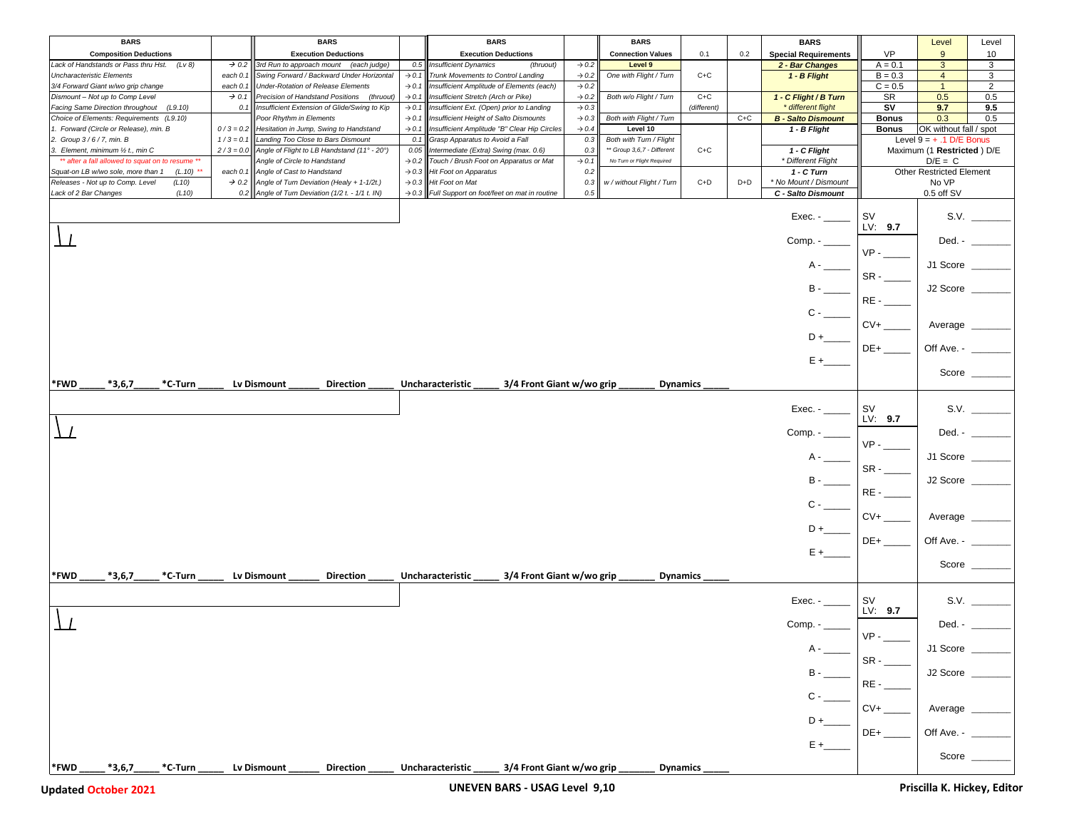| BARS Composition Deductions | | BARS Execution Deductions | | BARS Execution Deductions | | BARS Connection Values | 0.1 | 0.2 | BARS Special Requirements | VP | Level 9 | Level 10 |
|---|---|---|---|---|---|---|---|---|---|---|---|---|
| Lack of Handstands or Pass thru Hst. (Lv 8) | → 0.2 | 3rd Run to approach mount (each judge) | 0.5 | Insufficient Dynamics (thruout) | → 0.2 | Level 9 | | | 2 - Bar Changes | A = 0.1 | 3 | 3 |
| Uncharacteristic Elements | each 0.1 | Swing Forward / Backward Under Horizontal | → 0.1 | Trunk Movements to Control Landing | → 0.2 | One with Flight / Turn | C+C | | 1 - B Flight | B = 0.3 | 4 | 3 |
| 3/4 Forward Giant w/wo grip change | each 0.1 | Under-Rotation of Release Elements | → 0.1 | Insufficient Amplitude of Elements (each) | → 0.2 | | | | | C = 0.5 | 1 | 2 |
| Dismount – Not up to Comp Level | → 0.1 | Precision of Handstand Positions (thruout) | → 0.1 | Insufficient Stretch (Arch or Pike) | → 0.2 | Both w/o Flight / Turn | C+C | | 1 - C Flight / B Turn | SR | 0.5 | 0.5 |
| Facing Same Direction throughout (L9.10) | 0.1 | Insufficient Extension of Glide/Swing to Kip | → 0.1 | Insufficient Ext. (Open) prior to Landing | → 0.3 | | (different) | | * different flight | SV | 9.7 | 9.5 |
| Choice of Elements: Requirements (L9.10) | | Poor Rhythm in Elements | → 0.1 | Insufficient Height of Salto Dismounts | → 0.3 | Both with Flight / Turn | | C+C | B - Salto Dismount | Bonus | 0.3 | 0.5 |
| 1. Forward (Circle or Release), min. B | 0 / 3 = 0.2 | Hesitation in Jump, Swing to Handstand | → 0.1 | Insufficient Amplitude "B" Clear Hip Circles | → 0.4 | Level 10 | | | 1 - B Flight | Bonus | OK without fall / spot | |
| 2. Group 3 / 6 / 7, min. B | 1 / 3 = 0.1 | Landing Too Close to Bars Dismount | 0.1 | Grasp Apparatus to Avoid a Fall | 0.3 | Both with Turn / Flight | | | | | Level 9 = + .1 D/E Bonus | |
| 3. Element, minimum ½ t., min C | 2 / 3 = 0.0 | Angle of Flight to LB Handstand (11° - 20°) | 0.05 | Intermediate (Extra) Swing (max. 0.6) | 0.3 | ** Group 3,6,7 - Different | C+C | | 1 - C Flight | | Maximum (1 **Restricted** ) D/E | |
| ** after a fall allowed to squat on to resume ** | | Angle of Circle to Handstand | → 0.2 | Touch / Brush Foot on Apparatus or Mat | → 0.1 | No Turn or Flight Required | | | * Different Flight | | D/E = C | |
| Squat-on LB w/wo sole, more than 1 (L.10) ** | each 0.1 | Angle of Cast to Handstand | → 0.3 | Hit Foot on Apparatus | 0.2 | | | | 1 - C Turn | | Other Restricted Element | |
| Releases - Not up to Comp. Level (L10) | → 0.2 | Angle of Turn Deviation (Healy + 1-1/2t.) | → 0.3 | Hit Foot on Mat | 0.3 | w / without Flight / Turn | C+D | D+D | * No Mount / Dismount | | No VP | |
| Lack of 2 Bar Changes (L10) | 0.2 | Angle of Turn Deviation (1/2 t. - 1/1 t. IN) | → 0.3 | Full Support on foot/feet on mat in routine | 0.5 | | | | C - Salto Dismount | | 0.5 off SV | |

Exec. - _____ SV LV: 9.7 S.V. _______
Comp. - _____ VP - _____ Ded. - _______
A - _____ SR - _____ J1 Score _______
B - _____ RE - _____ J2 Score _______
C - _____ CV+ _____ Average _______
D + _____ DE+ _____ Off Ave. - _______
E + _____ Score _______

*FWD _____ *3,6,7_____ *C-Turn _____ Lv Dismount ______ Direction _____ Uncharacteristic _____ 3/4 Front Giant w/wo grip _______ Dynamics _____

Exec. - _____ SV LV: 9.7 S.V. _______
Comp. - _____ VP - _____ Ded. - _______
A - _____ SR - _____ J1 Score _______
B - _____ RE - _____ J2 Score _______
C - _____ CV+ _____ Average _______
D + _____ DE+ _____ Off Ave. - _______
E + _____ Score _______

*FWD _____ *3,6,7_____ *C-Turn _____ Lv Dismount ______ Direction _____ Uncharacteristic _____ 3/4 Front Giant w/wo grip _______ Dynamics _____

Exec. - _____ SV LV: 9.7 S.V. _______
Comp. - _____ VP - _____ Ded. - _______
A - _____ SR - _____ J1 Score _______
B - _____ RE - _____ J2 Score _______
C - _____ CV+ _____ Average _______
D + _____ DE+ _____ Off Ave. - _______
E + _____ Score _______

*FWD _____ *3,6,7_____ *C-Turn _____ Lv Dismount ______ Direction _____ Uncharacteristic _____ 3/4 Front Giant w/wo grip _______ Dynamics _____

**Updated October 2021** **UNEVEN BARS - USAG Level 9,10** **Priscilla K. Hickey, Editor**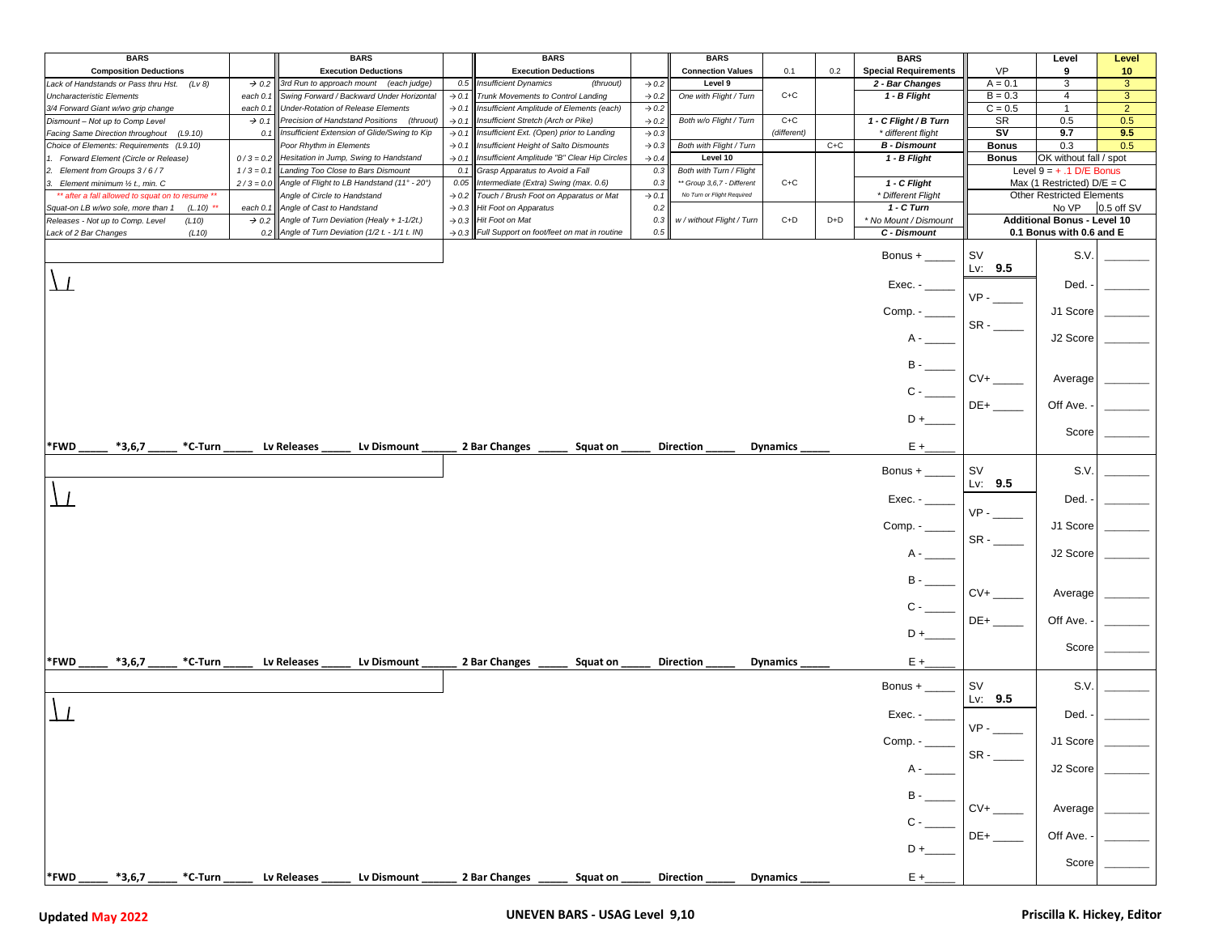| BARS Composition Deductions | | BARS Execution Deductions | | BARS Execution Deductions | | BARS Connection Values | 0.1 | 0.2 | BARS Special Requirements | VP | Level 9 | Level 10 |
|---|---|---|---|---|---|---|---|---|---|---|---|---|
| Lack of Handstands or Pass thru Hst. (Lv 8) | → 0.2 | 3rd Run to approach mount (each judge) | 0.5 | Insufficient Dynamics (thruout) | → 0.2 | Level 9 | | | 2 - Bar Changes | A = 0.1 | 3 | 3 |
| Uncharacteristic Elements | each 0.1 | Swing Forward / Backward Under Horizontal | → 0.1 | Trunk Movements to Control Landing | → 0.2 | One with Flight / Turn | C+C | | 1 - B Flight | B = 0.3 | 4 | 3 |
| 3/4 Forward Giant w/wo grip change | each 0.1 | Under-Rotation of Release Elements | → 0.1 | Insufficient Amplitude of Elements (each) | → 0.2 | | | | | C = 0.5 | 1 | 2 |
| Dismount – Not up to Comp Level | → 0.1 | Precision of Handstand Positions (thruout) | → 0.1 | Insufficient Stretch (Arch or Pike) | → 0.2 | Both w/o Flight / Turn | C+C | | 1 - C Flight / B Turn | SR | 0.5 | 0.5 |
| Facing Same Direction throughout (L9.10) | 0.1 | Insufficient Extension of Glide/Swing to Kip | → 0.1 | Insufficient Ext. (Open) prior to Landing | → 0.3 | | (different) | | * different flight | SV | 9.7 | 9.5 |
| Choice of Elements: Requirements (L9.10) | | Poor Rhythm in Elements | → 0.1 | Insufficient Height of Salto Dismounts | → 0.3 | Both with Flight / Turn | | C+C | B - Dismount | Bonus | 0.3 | 0.5 |
| 1. Forward Element (Circle or Release) | 0 / 3 = 0.2 | Hesitation in Jump, Swing to Handstand | → 0.1 | Insufficient Amplitude "B" Clear Hip Circles | → 0.4 | Level 10 | | | 1 - B Flight | Bonus | OK without fall / spot | |
| 2. Element from Groups 3 / 6 / 7 | 1 / 3 = 0.1 | Landing Too Close to Bars Dismount | 0.1 | Grasp Apparatus to Avoid a Fall | 0.3 | Both with Turn / Flight | | | | Level 9 = + .1 D/E Bonus | | |
| 3. Element minimum ½ t., min. C | 2 / 3 = 0.0 | Angle of Flight to LB Handstand (11° - 20°) | 0.05 | Intermediate (Extra) Swing (max. 0.6) | 0.3 | ** Group 3,6,7 - Different | C+C | | 1 - C Flight | Max (1 Restricted) D/E = C | | |
| ** after a fall allowed to squat on to resume ** | | Angle of Circle to Handstand | → 0.2 | Touch / Brush Foot on Apparatus or Mat | → 0.1 | No Turn or Flight Required | | | * Different Flight | Other Restricted Elements | | |
| Squat-on LB w/wo sole, more than 1 (L.10) ** | each 0.1 | Angle of Cast to Handstand | → 0.3 | Hit Foot on Apparatus | 0.2 | | | | 1 - C Turn | | No VP | 0.5 off SV |
| Releases - Not up to Comp. Level (L10) | → 0.2 | Angle of Turn Deviation (Healy + 1-1/2t.) | → 0.3 | Hit Foot on Mat | 0.3 | w / without Flight / Turn | C+D | D+D | * No Mount / Dismount | Additional Bonus - Level 10 | | |
| Lack of 2 Bar Changes (L10) | 0.2 | Angle of Turn Deviation (1/2 t. - 1/1 t. IN) | → 0.3 | Full Support on foot/feet on mat in routine | 0.5 | | | | C - Dismount | 0.1 Bonus with 0.6 and E | | |

| | | | |
|---|---|---|---|
| Bonus + _____ | SV Lv: **9.5** | S.V. | _______ |
| Exec. - _____ | VP - _____ | Ded. - | _______ |
| Comp. - _____ | SR - _____ | J1 Score | _______ |
| A - _____ | | J2 Score | _______ |
| B - _____ | CV+ _____ | Average | _______ |
| C - _____ | DE+ _____ | Off Ave. - | _______ |
| D + _____ | | Score | _______ |
| E + _____ | | | |

**\*FWD _____ \*3,6,7 _____ \*C-Turn _____ Lv Releases _____ Lv Dismount ______ 2 Bar Changes _____ Squat on _____ Direction _____ Dynamics _____**

| | | | |
|---|---|---|---|
| Bonus + _____ | SV Lv: **9.5** | S.V. | _______ |
| Exec. - _____ | VP - _____ | Ded. - | _______ |
| Comp. - _____ | SR - _____ | J1 Score | _______ |
| A - _____ | | J2 Score | _______ |
| B - _____ | CV+ _____ | Average | _______ |
| C - _____ | DE+ _____ | Off Ave. - | _______ |
| D + _____ | | Score | _______ |
| E + _____ | | | |

**\*FWD _____ \*3,6,7 _____ \*C-Turn _____ Lv Releases _____ Lv Dismount ______ 2 Bar Changes _____ Squat on _____ Direction _____ Dynamics _____**

| | | | |
|---|---|---|---|
| Bonus + _____ | SV Lv: **9.5** | S.V. | _______ |
| Exec. - _____ | VP - _____ | Ded. - | _______ |
| Comp. - _____ | SR - _____ | J1 Score | _______ |
| A - _____ | | J2 Score | _______ |
| B - _____ | CV+ _____ | Average | _______ |
| C - _____ | DE+ _____ | Off Ave. - | _______ |
| D + _____ | | Score | _______ |
| E + _____ | | | |

**\*FWD _____ \*3,6,7 _____ \*C-Turn _____ Lv Releases _____ Lv Dismount ______ 2 Bar Changes _____ Squat on _____ Direction _____ Dynamics _____**

**Updated May 2022** **UNEVEN BARS - USAG Level 9,10** **Priscilla K. Hickey, Editor**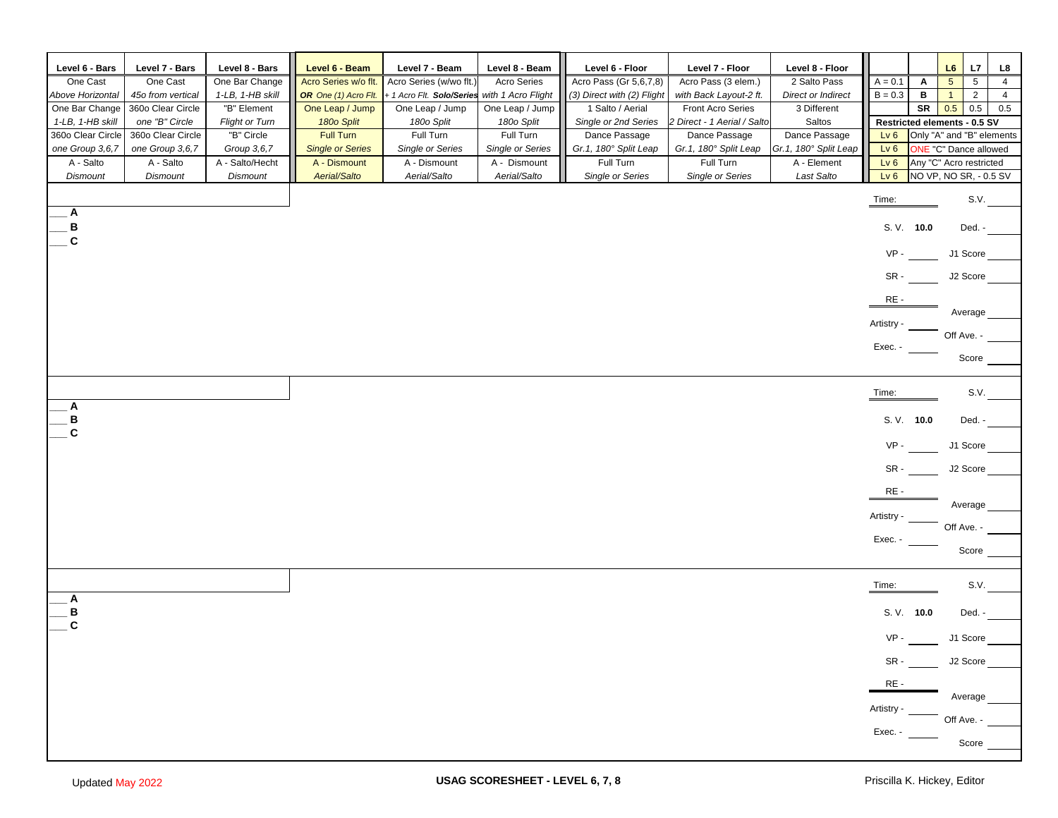| Level 6 - Bars | Level 7 - Bars | Level 8 - Bars | Level 6 - Beam | Level 7 - Beam | Level 8 - Beam | Level 6 - Floor | Level 7 - Floor | Level 8 - Floor |
|---|---|---|---|---|---|---|---|---|
| One Cast | One Cast | One Bar Change | Acro Series w/o flt. | Acro Series (w/wo flt.) | Acro Series | Acro Pass (Gr 5,6,7,8) | Acro Pass (3 elem.) | 2 Salto Pass |
| *Above Horizontal* | *45o from vertical* | *1-LB, 1-HB skill* | ***OR** One (1) Acro Flt.* | *+ 1 Acro Flt.* ***Solo/Series*** | *with 1 Acro Flight* | *(3) Direct with (2) Flight* | *with Back Layout-2 ft.* | *Direct or Indirect* |
| One Bar Change | 360o Clear Circle | "B" Element | One Leap / Jump | One Leap / Jump | One Leap / Jump | 1 Salto / Aerial | Front Acro Series | 3 Different |
| *1-LB, 1-HB skill* | *one "B" Circle* | *Flight or Turn* | *180o Split* | *180o Split* | *180o Split* | *Single or 2nd Series* | *2 Direct - 1 Aerial / Salto* | Saltos |
| 360o Clear Circle | 360o Clear Circle | "B" Circle | Full Turn | Full Turn | Full Turn | Dance Passage | Dance Passage | Dance Passage |
| *one Group 3,6,7* | *one Group 3,6,7* | *Group 3,6,7* | *Single or Series* | *Single or Series* | *Single or Series* | *Gr.1, 180° Split Leap* | *Gr.1, 180° Split Leap* | *Gr.1, 180° Split Leap* |
| A - Salto | A - Salto | A - Salto/Hecht | A - Dismount | A - Dismount | A - Dismount | Full Turn | Full Turn | A - Element |
| *Dismount* | *Dismount* | *Dismount* | *Aerial/Salto* | *Aerial/Salto* | *Aerial/Salto* | *Single or Series* | *Single or Series* | *Last Salto* |

| | | L6 | L7 | L8 |
|---|---|---|---|---|
| A = 0.1 | A | 5 | 5 | 4 |
| B = 0.3 | B | 1 | 2 | 4 |
| | SR | 0.5 | 0.5 | 0.5 |

**Restricted elements - 0.5 SV**

| | |
|---|---|
| Lv 6 | Only "A" and "B" elements |
| Lv 6 | ONE "C" Dance allowed |
| Lv 6 | Any "C" Acro restricted |
| Lv 6 | NO VP, NO SR, - 0.5 SV |

___ **A**
___ **B**
___ **C**

Time: ____ S.V. ____
S. V. **10.0** Ded. - ____
VP - ____ J1 Score ____
SR - ____ J2 Score ____
RE - ____
Average ____
Artistry - ____
Off Ave. - ____
Exec. - ____
Score ____

___ **A**
___ **B**
___ **C**

Time: ____ S.V. ____
S. V. **10.0** Ded. - ____
VP - ____ J1 Score ____
SR - ____ J2 Score ____
RE - ____
Average ____
Artistry - ____
Off Ave. - ____
Exec. - ____
Score ____

___ **A**
___ **B**
___ **C**

Time: ____ S.V. ____
S. V. **10.0** Ded. - ____
VP - ____ J1 Score ____
SR - ____ J2 Score ____
RE - ____
Average ____
Artistry - ____
Off Ave. - ____
Exec. - ____
Score ____

Updated May 2022

**USAG SCORESHEET - LEVEL 6, 7, 8**

Priscilla K. Hickey, Editor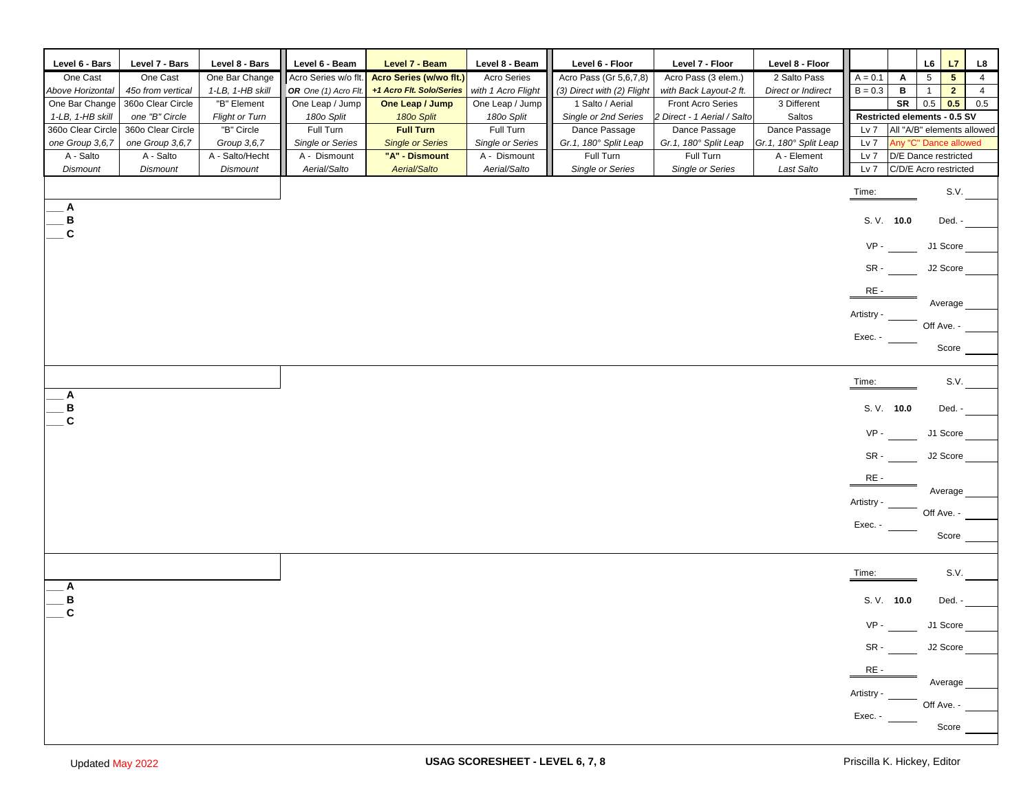| Level 6 - Bars | Level 7 - Bars | Level 8 - Bars | Level 6 - Beam | **Level 7 - Beam** | Level 8 - Beam | Level 6 - Floor | Level 7 - Floor | Level 8 - Floor | | | L6 | L7 | L8 |
|---|---|---|---|---|---|---|---|---|---|---|---|---|---|
| One Cast | One Cast | One Bar Change | Acro Series w/o flt. | **Acro Series (w/wo flt.)** | Acro Series | Acro Pass (Gr 5,6,7,8) | Acro Pass (3 elem.) | 2 Salto Pass | A = 0.1 | **A** | 5 | **5** | 4 |
| *Above Horizontal* | *45o from vertical* | *1-LB, 1-HB skill* | ***OR*** *One (1) Acro Flt.* | ***+1 Acro Flt. Solo/Series*** | *with 1 Acro Flight* | *(3) Direct with (2) Flight* | *with Back Layout-2 ft.* | *Direct or Indirect* | B = 0.3 | **B** | 1 | **2** | 4 |
| One Bar Change | 360o Clear Circle | "B" Element | One Leap / Jump | **One Leap / Jump** | One Leap / Jump | 1 Salto / Aerial | Front Acro Series | 3 Different | | **SR** | 0.5 | **0.5** | 0.5 |
| *1-LB, 1-HB skill* | *one "B" Circle* | *Flight or Turn* | *180o Split* | *180o Split* | *180o Split* | *Single or 2nd Series* | *2 Direct - 1 Aerial / Salto* | Saltos | **Restricted elements - 0.5 SV** | | | | |
| 360o Clear Circle | 360o Clear Circle | "B" Circle | Full Turn | **Full Turn** | Full Turn | Dance Passage | Dance Passage | Dance Passage | Lv 7 | All "A/B" elements allowed | | | |
| *one Group 3,6,7* | *one Group 3,6,7* | *Group 3,6,7* | *Single or Series* | *Single or Series* | *Single or Series* | *Gr.1, 180° Split Leap* | *Gr.1, 180° Split Leap* | *Gr.1, 180° Split Leap* | Lv 7 | Any "C" Dance allowed | | | |
| A - Salto | A - Salto | A - Salto/Hecht | A - Dismount | **"A" - Dismount** | A - Dismount | Full Turn | Full Turn | A - Element | Lv 7 | D/E Dance restricted | | | |
| *Dismount* | *Dismount* | *Dismount* | *Aerial/Salto* | *Aerial/Salto* | *Aerial/Salto* | *Single or Series* | *Single or Series* | *Last Salto* | Lv 7 | C/D/E Acro restricted | | | |

___ **A**
___ **B**
___ **C**

Time: ______ S.V. ______
S. V. **10.0** Ded. - ______
VP - ______ J1 Score ______
SR - ______ J2 Score ______
RE - ______
Average ______
Artistry - ______
Off Ave. - ______
Exec. - ______
Score ______

___ **A**
___ **B**
___ **C**

Time: ______ S.V. ______
S. V. **10.0** Ded. - ______
VP - ______ J1 Score ______
SR - ______ J2 Score ______
RE - ______
Average ______
Artistry - ______
Off Ave. - ______
Exec. - ______
Score ______

___ **A**
___ **B**
___ **C**

Time: ______ S.V. ______
S. V. **10.0** Ded. - ______
VP - ______ J1 Score ______
SR - ______ J2 Score ______
RE - ______
Average ______
Artistry - ______
Off Ave. - ______
Exec. - ______
Score ______

Updated May 2022

**USAG SCORESHEET - LEVEL 6, 7, 8**

Priscilla K. Hickey, Editor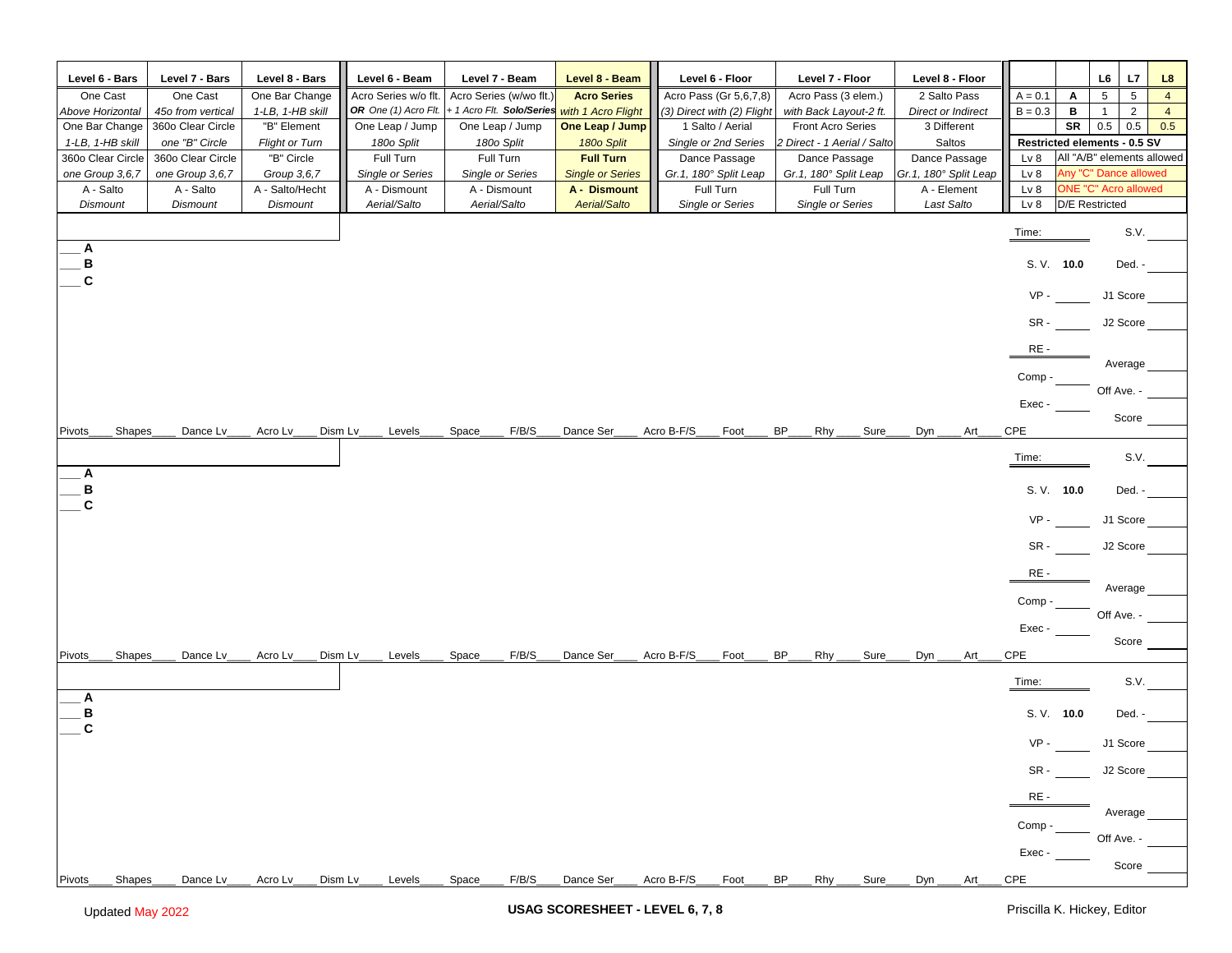| Level 6 - Bars | Level 7 - Bars | Level 8 - Bars | Level 6 - Beam | Level 7 - Beam | Level 8 - Beam | Level 6 - Floor | Level 7 - Floor | Level 8 - Floor |
|---|---|---|---|---|---|---|---|---|
| One Cast | One Cast | One Bar Change | Acro Series w/o flt. | Acro Series (w/wo flt.) | **Acro Series** | Acro Pass (Gr 5,6,7,8) | Acro Pass (3 elem.) | 2 Salto Pass |
| *Above Horizontal* | *45o from vertical* | *1-LB, 1-HB skill* | ***OR** One (1) Acro Flt.* | *+ 1 Acro Flt. **Solo/Series*** | *with 1 Acro Flight* | *(3) Direct with (2) Flight* | *with Back Layout-2 ft.* | *Direct or Indirect* |
| One Bar Change | 360o Clear Circle | "B" Element | One Leap / Jump | One Leap / Jump | **One Leap / Jump** | 1 Salto / Aerial | Front Acro Series | 3 Different |
| *1-LB, 1-HB skill* | *one "B" Circle* | *Flight or Turn* | *180o Split* | *180o Split* | *180o Split* | *Single or 2nd Series* | *2 Direct - 1 Aerial / Salto* | Saltos |
| 360o Clear Circle | 360o Clear Circle | "B" Circle | Full Turn | Full Turn | **Full Turn** | Dance Passage | Dance Passage | Dance Passage |
| *one Group 3,6,7* | *one Group 3,6,7* | *Group 3,6,7* | *Single or Series* | *Single or Series* | *Single or Series* | *Gr.1, 180° Split Leap* | *Gr.1, 180° Split Leap* | *Gr.1, 180° Split Leap* |
| A - Salto | A - Salto | A - Salto/Hecht | A - Dismount | A - Dismount | **A - Dismount** | Full Turn | Full Turn | A - Element |
| *Dismount* | *Dismount* | *Dismount* | *Aerial/Salto* | *Aerial/Salto* | *Aerial/Salto* | *Single or Series* | *Single or Series* | *Last Salto* |

| | | L6 | L7 | L8 |
|---|---|---|---|---|
| A = 0.1 | **A** | 5 | 5 | 4 |
| B = 0.3 | **B** | 1 | 2 | 4 |
| | **SR** | 0.5 | 0.5 | 0.5 |
| **Restricted elements - 0.5 SV** | | | | |
| Lv 8 | All "A/B" elements allowed | | | |
| Lv 8 | Any "C" Dance allowed | | | |
| Lv 8 | ONE "C" Acro allowed | | | |
| Lv 8 | D/E Restricted | | | |

___ **A**
___ **B**
___ **C**

Time: ______ S.V. ______

S. V. **10.0** Ded. - ______

VP - ______ J1 Score ______

SR - ______ J2 Score ______

RE - ______

Average ______

Comp - ______

Off Ave. - ______

Exec - ______

Score ______

Pivots____ Shapes____ Dance Lv____ Acro Lv____ Dism Lv____ Levels____ Space____ F/B/S____ Dance Ser____ Acro B-F/S____ Foot____ BP____ Rhy____ Sure____ Dyn____ Art____ CPE

___ **A**
___ **B**
___ **C**

Time: ______ S.V. ______

S. V. **10.0** Ded. - ______

VP - ______ J1 Score ______

SR - ______ J2 Score ______

RE - ______

Average ______

Comp - ______

Off Ave. - ______

Exec - ______

Score ______

Pivots____ Shapes____ Dance Lv____ Acro Lv____ Dism Lv____ Levels____ Space____ F/B/S____ Dance Ser____ Acro B-F/S____ Foot____ BP____ Rhy____ Sure____ Dyn____ Art____ CPE

___ **A**
___ **B**
___ **C**

Time: ______ S.V. ______

S. V. **10.0** Ded. - ______

VP - ______ J1 Score ______

SR - ______ J2 Score ______

RE - ______

Average ______

Comp - ______

Off Ave. - ______

Exec - ______

Score ______

Pivots____ Shapes____ Dance Lv____ Acro Lv____ Dism Lv____ Levels____ Space____ F/B/S____ Dance Ser____ Acro B-F/S____ Foot____ BP____ Rhy____ Sure____ Dyn____ Art____ CPE

Updated May 2022

**USAG SCORESHEET - LEVEL 6, 7, 8**

Priscilla K. Hickey, Editor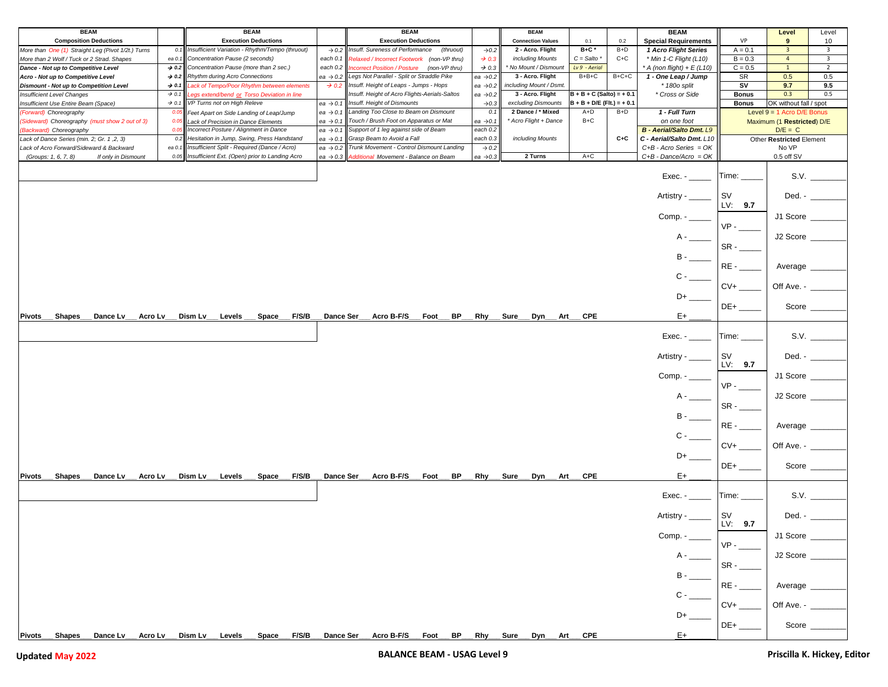| BEAM Composition Deductions | | BEAM Execution Deductions | | BEAM Execution Deductions | | BEAM Connection Values | 0.1 | 0.2 | BEAM Special Requirements | VP | Level 9 | Level 10 |
|---|---|---|---|---|---|---|---|---|---|---|---|---|
| More than One (1) Straight Leg (Pivot 1/2t.) Turns | 0.1 | Insufficient Variation - Rhythm/Tempo (thruout) | → 0.2 | Insuff. Sureness of Performance (thruout) | →0.2 | 2 - Acro. Flight | B+C * | B+D | 1 Acro Flight Series | A = 0.1 | 3 | 3 |
| More than 2 Wolf / Tuck or 2 Strad. Shapes | ea 0.1 | Concentration Pause (2 seconds) | each 0.1 | Relaxed / Incorrect Footwork (non-VP thru) | → 0.3 | including Mounts | C = Salto * | C+C | * Min 1-C Flight (L10) | B = 0.3 | 4 | 3 |
| Dance - Not up to Competitive Level | → 0.2 | Concentration Pause (more than 2 sec.) | each 0.2 | Incorrect Position / Posture (non-VP thru) | → 0.3 | * No Mount / Dismount | Lv 9 - Aerial | | * A (non flight) + E (L10) | C = 0.5 | 1 | 2 |
| Acro - Not up to Competitive Level | → 0.2 | Rhythm during Acro Connections | ea → 0.2 | Legs Not Parallel - Split or Straddle Pike | ea →0.2 | 3 - Acro. Flight | B+B+C | B+C+C | 1 - One Leap / Jump | SR | 0.5 | 0.5 |
| Dismount - Not up to Competition Level | → 0.1 | Lack of Tempo/Poor Rhythm between elements | → 0.2 | Insuff. Height of Leaps - Jumps - Hops | ea →0.2 | including Mount / Dsmt. | | | * 180o split | SV | 9.7 | 9.5 |
| Insufficient Level Changes | → 0.1 | Legs extend/bend or Torso Deviation in line | | Insuff. Height of Acro Flights-Aerials-Saltos | ea →0.2 | 3 - Acro. Flight | B + B + C (Salto) = + 0.1 | | * Cross or Side | Bonus | 0.3 | 0.5 |
| Insufficient Use Entire Beam (Space) | → 0.1 | VP Turns not on High Releve | ea → 0.1 | Insuff. Height of Dismounts | →0.3 | excluding Dismounts | B + B + D/E (Flt.) = + 0.1 | | | Bonus | OK without fall / spot | |
| (Forward) Choreography | 0.05 | Feet Apart on Side Landing of Leap/Jump | ea → 0.1 | Landing Too Close to Beam on Dismount | 0.1 | 2 Dance / * Mixed | A+D | B+D | 1 - Full Turn | Level 9 = 1 Acro D/E Bonus | | |
| (Sideward) Choreography (must show 2 out of 3) | 0.05 | Lack of Precision in Dance Elements | ea → 0.1 | Touch / Brush Foot on Apparatus or Mat | ea →0.1 | * Acro Flight + Dance | B+C | | on one foot | Maximum (1 **Restricted**) D/E | | |
| (Backward) Choreography | 0.05 | Incorrect Posture / Alignment in Dance | ea → 0.1 | Support of 1 leg against side of Beam | each 0.2 | | | | *B - Aerial/Salto Dmt. L9* | D/E = C | | |
| Lack of Dance Series (min. 2; Gr. 1 ,2, 3) | 0.2 | Hesitation in Jump, Swing, Press Handstand | ea → 0.1 | Grasp Beam to Avoid a Fall | each 0.3 | including Mounts | | C+C | C - Aerial/Salto Dmt. L10 | Other **Restricted** Element | | |
| Lack of Acro Forward/Sideward & Backward | ea 0.1 | Insufficient Split - Required (Dance / Acro) | ea → 0.2 | Trunk Movement - Control Dismount Landing | → 0.2 | | | | C+B - Acro Series = OK | No VP | | |
| (Groups: 1, 6, 7, 8) If only in Dismount | 0.05 | Insufficient Ext. (Open) prior to Landing Acro | ea → 0.3 | Additional Movement - Balance on Beam | ea →0.3 | 2 Turns | A+C | | C+B - Dance/Acro = OK | 0.5 off SV | | |

Exec. - _____ | Time: _____ | S.V. ________

Artistry - _____ | SV LV: 9.7 | Ded. - ________

Comp. - _____ | J1 Score ________

VP - _____ | A - _____ | J2 Score ________

SR - _____ | B - _____

RE - _____ | C - _____ | Average ________

CV+ _____ | D+ _____ | Off Ave. - ________

DE+ _____ | E+ _____ | Score ________

Pivots___ Shapes___ Dance Lv___ Acro Lv___ Dism Lv___ Levels ___ Space___ F/S/B___ Dance Ser___ Acro B-F/S___ Foot___ BP___ Rhy___ Sure___ Dyn___ Art___ CPE

Exec. - _____ | Time: _____ | S.V. ________

Artistry - _____ | SV LV: 9.7 | Ded. - ________

Comp. - _____ | J1 Score ________

VP - _____ | A - _____ | J2 Score ________

SR - _____ | B - _____

RE - _____ | C - _____ | Average ________

CV+ _____ | D+ _____ | Off Ave. - ________

DE+ _____ | E+ _____ | Score ________

Pivots___ Shapes___ Dance Lv___ Acro Lv___ Dism Lv___ Levels ___ Space___ F/S/B___ Dance Ser___ Acro B-F/S___ Foot___ BP___ Rhy___ Sure___ Dyn___ Art___ CPE

Exec. - _____ | Time: _____ | S.V. ________

Artistry - _____ | SV LV: 9.7 | Ded. - ________

Comp. - _____ | J1 Score ________

VP - _____ | A - _____ | J2 Score ________

SR - _____ | B - _____

RE - _____ | C - _____ | Average ________

CV+ _____ | D+ _____ | Off Ave. - ________

DE+ _____ | E+ _____ | Score ________

Pivots___ Shapes___ Dance Lv___ Acro Lv___ Dism Lv___ Levels ___ Space___ F/S/B___ Dance Ser___ Acro B-F/S___ Foot___ BP___ Rhy___ Sure___ Dyn___ Art___ CPE

**Updated May 2022** **BALANCE BEAM - USAG Level 9** **Priscilla K. Hickey, Editor**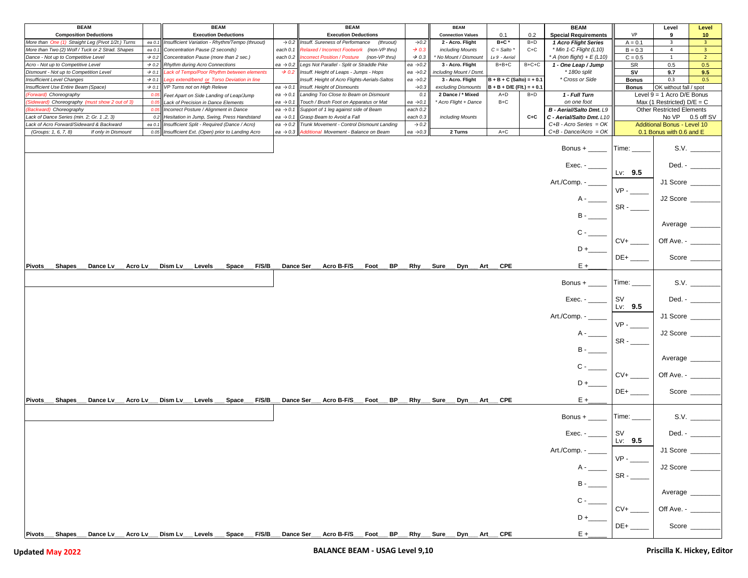| BEAM Composition Deductions | | BEAM Execution Deductions | | BEAM Execution Deductions | | BEAM Connection Values | 0.1 | 0.2 | BEAM Special Requirements | VP | Level 9 | Level 10 |
|---|---|---|---|---|---|---|---|---|---|---|---|---|
| More than One (1) Straight Leg (Pivot 1/2t.) Turns | ea 0.1 | Insufficient Variation - Rhythm/Tempo (thruout) | → 0.2 | Insuff. Sureness of Performance (thruout) | →0.2 | 2 - Acro. Flight | B+C * | B+D | 1 Acro Flight Series | A = 0.1 | 3 | 3 |
| More than Two (2) Wolf / Tuck or 2 Strad. Shapes | ea 0.1 | Concentration Pause (2 seconds) | each 0.1 | Relaxed / Incorrect Footwork (non-VP thru) | → 0.3 | including Mounts | C = Salto * | C+C | * Min 1-C Flight (L10) | B = 0.3 | 4 | 3 |
| Dance - Not up to Competitive Level | → 0.2 | Concentration Pause (more than 2 sec.) | each 0.2 | Incorrect Position / Posture (non-VP thru) | → 0.3 | * No Mount / Dismount | Lv 9 - Aerial | | * A (non flight) + E (L10) | C = 0.5 | 1 | 2 |
| Acro - Not up to Competitive Level | → 0.2 | Rhythm during Acro Connections | ea → 0.2 | Legs Not Parallel - Split or Straddle Pike | ea →0.2 | 3 - Acro. Flight | B+B+C | B+C+C | 1 - One Leap / Jump | SR | 0.5 | 0.5 |
| Dismount - Not up to Competition Level | → 0.1 | Lack of Tempo/Poor Rhythm between elements | → 0.2 | Insuff. Height of Leaps - Jumps - Hops | ea →0.2 | including Mount / Dsmt. | | | * 180o split | SV | 9.7 | 9.5 |
| Insufficient Level Changes | → 0.1 | Legs extend/bend or Torso Deviation in line | | Insuff. Height of Acro Flights-Aerials-Saltos | ea →0.2 | 3 - Acro. Flight | B + B + C (Salto) = + 0.1 | | * Cross or Side | Bonus | 0.3 | 0.5 |
| Insufficient Use Entire Beam (Space) | → 0.1 | VP Turns not on High Releve | ea → 0.1 | Insuff. Height of Dismounts | →0.3 | excluding Dismounts | B + B + D/E (Flt.) = + 0.1 | | | Bonus | OK without fall / spot | |
| (Forward) Choreography | 0.05 | Feet Apart on Side Landing of Leap/Jump | ea → 0.1 | Landing Too Close to Beam on Dismount | 0.1 | 2 Dance / * Mixed | A+D | B+D | 1 - Full Turn | Level 9 = 1 Acro D/E Bonus | | |
| (Sideward) Choreography (must show 2 out of 3) | 0.05 | Lack of Precision in Dance Elements | ea → 0.1 | Touch / Brush Foot on Apparatus or Mat | ea →0.1 | * Acro Flight + Dance | B+C | | on one foot | Max (1 Restricted) D/E = C | | |
| (Backward) Choreography | 0.05 | Incorrect Posture / Alignment in Dance | ea → 0.1 | Support of 1 leg against side of Beam | each 0.2 | | | | B - Aerial/Salto Dmt. L9 | Other Restricted Elements | | |
| Lack of Dance Series (min. 2; Gr. 1 ,2, 3) | 0.2 | Hesitation in Jump, Swing, Press Handstand | ea → 0.1 | Grasp Beam to Avoid a Fall | each 0.3 | including Mounts | | C+C | C - Aerial/Salto Dmt. L10 | | No VP | 0.5 off SV |
| Lack of Acro Forward/Sideward & Backward | ea 0.1 | Insufficient Split - Required (Dance / Acro) | ea → 0.2 | Trunk Movement - Control Dismount Landing | → 0.2 | | | | C+B - Acro Series = OK | Additional Bonus - Level 10 | | |
| (Groups: 1, 6, 7, 8) If only in Dismount | 0.05 | Insufficient Ext. (Open) prior to Landing Acro | ea → 0.3 | Additional Movement - Balance on Beam | ea →0.3 | 2 Turns | A+C | | C+B - Dance/Acro = OK | 0.1 Bonus with 0.6 and E | | |

---

Bonus + _____ Time: _____ S.V. ________

Exec. - _____ Lv: **9.5** Ded. - ________

Art./Comp. - _____ J1 Score ________

VP - _____

A - _____ J2 Score ________

SR - _____

B - _____ Average ________

C - _____

CV+ _____ Off Ave. - ________

D +_____

DE+ _____ Score ________

**Pivots**___ **Shapes**___ **Dance Lv**___ **Acro Lv**___ **Dism Lv**___ **Levels** ___ **Space**___ **F/S/B**___ **Dance Ser**___ **Acro B-F/S**___ **Foot**___ **BP**___ **Rhy**___ **Sure**___ **Dyn**___ **Art**___ **CPE** E +_____

---

Bonus + _____ Time: _____ S.V. ________

Exec. - _____ SV Lv: **9.5** Ded. - ________

Art./Comp. - _____ J1 Score ________

VP - _____

A - _____ J2 Score ________

SR - _____

B - _____ Average ________

C - _____

CV+ _____ Off Ave. - ________

D +_____

DE+ _____ Score ________

**Pivots**___ **Shapes**___ **Dance Lv**___ **Acro Lv**___ **Dism Lv**___ **Levels** ___ **Space**___ **F/S/B**___ **Dance Ser**___ **Acro B-F/S**___ **Foot**___ **BP**___ **Rhy**___ **Sure**___ **Dyn**___ **Art**___ **CPE** E +_____

---

Bonus + _____ Time: _____ S.V. ________

Exec. - _____ SV Lv: **9.5** Ded. - ________

Art./Comp. - _____ J1 Score ________

VP - _____

A - _____ J2 Score ________

SR - _____

B - _____ Average ________

C - _____

CV+ _____ Off Ave. - ________

D +_____

DE+ _____ Score ________

**Pivots**___ **Shapes**___ **Dance Lv**___ **Acro Lv**___ **Dism Lv**___ **Levels** ___ **Space**___ **F/S/B**___ **Dance Ser**___ **Acro B-F/S**___ **Foot**___ **BP**___ **Rhy**___ **Sure**___ **Dyn**___ **Art**___ **CPE** E +_____

**Updated May 2022** **BALANCE BEAM - USAG Level 9,10** **Priscilla K. Hickey, Editor**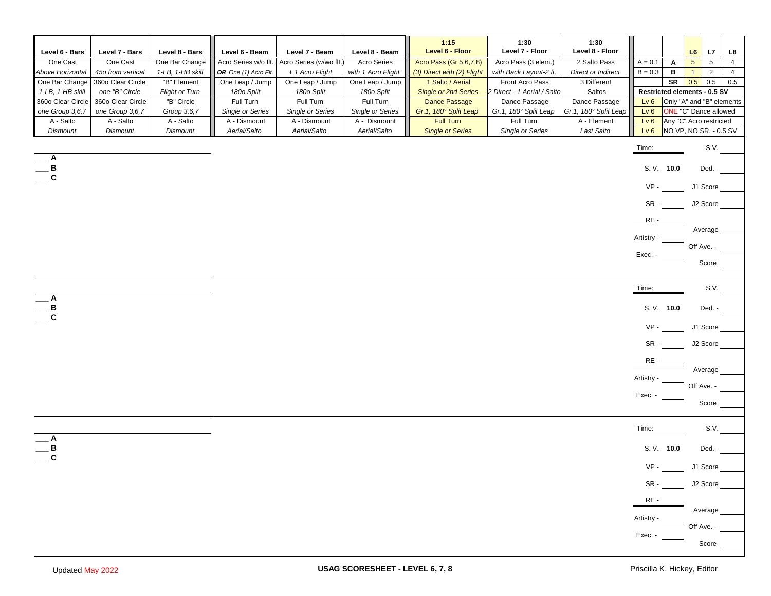| Level 6 - Bars | Level 7 - Bars | Level 8 - Bars | Level 6 - Beam | Level 7 - Beam | Level 8 - Beam | 1:15 Level 6 - Floor | 1:30 Level 7 - Floor | 1:30 Level 8 - Floor |
|---|---|---|---|---|---|---|---|---|
| One Cast *Above Horizontal* | One Cast *45o from vertical* | One Bar Change *1-LB, 1-HB skill* | Acro Series w/o flt. ***OR** One (1) Acro Flt.* | Acro Series (w/wo flt.) *+ 1 Acro Flight* | Acro Series *with 1 Acro Flight* | Acro Pass (Gr 5,6,7,8) *(3) Direct with (2) Flight* | Acro Pass (3 elem.) *with Back Layout-2 ft.* | 2 Salto Pass *Direct or Indirect* |
| One Bar Change *1-LB, 1-HB skill* | 360o Clear Circle *one "B" Circle* | "B" Element *Flight or Turn* | One Leap / Jump *180o Split* | One Leap / Jump *180o Split* | One Leap / Jump *180o Split* | 1 Salto / Aerial *Single or 2nd Series* | Front Acro Pass *2 Direct - 1 Aerial / Salto* | 3 Different Saltos |
| 360o Clear Circle *one Group 3,6,7* | 360o Clear Circle *one Group 3,6,7* | "B" Circle *Group 3,6,7* | Full Turn *Single or Series* | Full Turn *Single or Series* | Full Turn *Single or Series* | Dance Passage *Gr.1, 180° Split Leap* | Dance Passage *Gr.1, 180° Split Leap* | Dance Passage *Gr.1, 180° Split Leap* |
| A - Salto *Dismount* | A - Salto *Dismount* | A - Salto *Dismount* | A - Dismount *Aerial/Salto* | A - Dismount *Aerial/Salto* | A - Dismount *Aerial/Salto* | Full Turn *Single or Series* | Full Turn *Single or Series* | A - Element *Last Salto* |

| | | L6 | L7 | L8 |
|---|---|---|---|---|
| A = 0.1 | A | 5 | 5 | 4 |
| B = 0.3 | B | 1 | 2 | 4 |
| | SR | 0.5 | 0.5 | 0.5 |
| **Restricted elements - 0.5 SV** | | | | |
| Lv 6 | Only "A" and "B" elements | | | |
| Lv 6 | ONE "C" Dance allowed | | | |
| Lv 6 | Any "C" Acro restricted | | | |
| Lv 6 | NO VP, NO SR, - 0.5 SV | | | |

___ **A**
___ **B**
___ **C**

Time: ______ S.V. ______
S. V. **10.0** Ded. - ______
VP - ______ J1 Score ______
SR - ______ J2 Score ______
RE - ______
Average ______
Artistry - ______
Off Ave. - ______
Exec. - ______
Score ______

___ **A**
___ **B**
___ **C**

Time: ______ S.V. ______
S. V. **10.0** Ded. - ______
VP - ______ J1 Score ______
SR - ______ J2 Score ______
RE - ______
Average ______
Artistry - ______
Off Ave. - ______
Exec. - ______
Score ______

___ **A**
___ **B**
___ **C**

Time: ______ S.V. ______
S. V. **10.0** Ded. - ______
VP - ______ J1 Score ______
SR - ______ J2 Score ______
RE - ______
Average ______
Artistry - ______
Off Ave. - ______
Exec. - ______
Score ______

Updated May 2022 **USAG SCORESHEET - LEVEL 6, 7, 8** Priscilla K. Hickey, Editor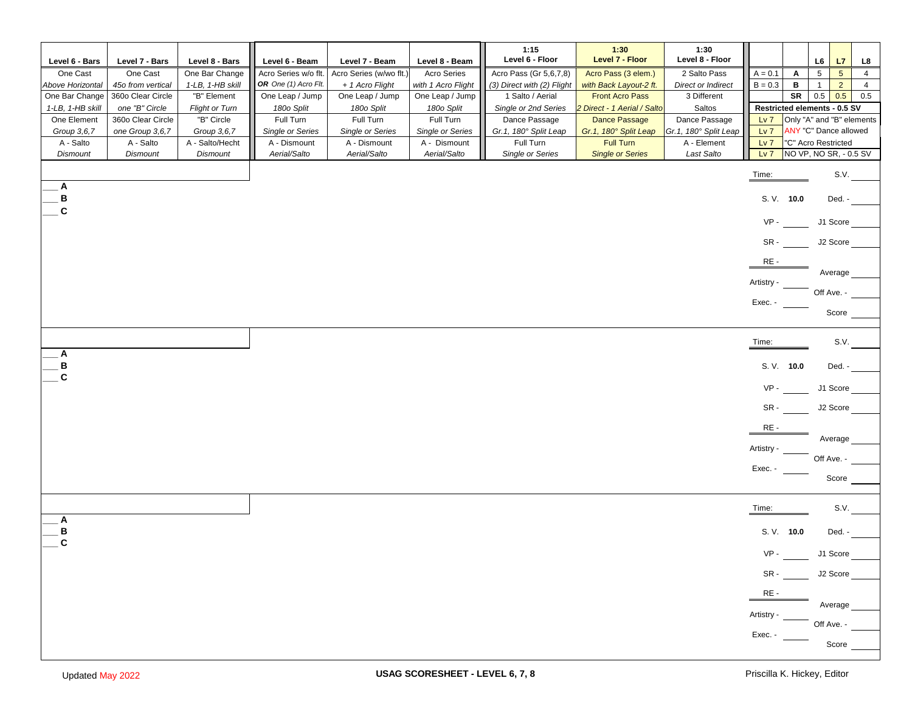| Level 6 - Bars | Level 7 - Bars | Level 8 - Bars | Level 6 - Beam | Level 7 - Beam | Level 8 - Beam | 1:15 Level 6 - Floor | 1:30 Level 7 - Floor | 1:30 Level 8 - Floor |
|---|---|---|---|---|---|---|---|---|
| One Cast | One Cast | One Bar Change | Acro Series w/o flt. | Acro Series (w/wo flt.) | Acro Series | Acro Pass (Gr 5,6,7,8) | Acro Pass (3 elem.) | 2 Salto Pass |
| *Above Horizontal* | *45o from vertical* | *1-LB, 1-HB skill* | ***OR** One (1) Acro Flt.* | *+ 1 Acro Flight* | *with 1 Acro Flight* | *(3) Direct with (2) Flight* | *with Back Layout-2 ft.* | *Direct or Indirect* |
| One Bar Change | 360o Clear Circle | "B" Element | One Leap / Jump | One Leap / Jump | One Leap / Jump | 1 Salto / Aerial | Front Acro Pass | 3 Different |
| *1-LB, 1-HB skill* | *one "B" Circle* | *Flight or Turn* | *180o Split* | *180o Split* | *180o Split* | *Single or 2nd Series* | *2 Direct - 1 Aerial / Salto* | Saltos |
| One Element | 360o Clear Circle | "B" Circle | Full Turn | Full Turn | Full Turn | Dance Passage | Dance Passage | Dance Passage |
| *Group 3,6,7* | *one Group 3,6,7* | *Group 3,6,7* | *Single or Series* | *Single or Series* | *Single or Series* | *Gr.1, 180° Split Leap* | *Gr.1, 180° Split Leap* | *Gr.1, 180° Split Leap* |
| A - Salto | A - Salto | A - Salto/Hecht | A - Dismount | A - Dismount | A - Dismount | Full Turn | Full Turn | A - Element |
| *Dismount* | *Dismount* | *Dismount* | *Aerial/Salto* | *Aerial/Salto* | *Aerial/Salto* | *Single or Series* | *Single or Series* | *Last Salto* |

| | | L6 | L7 | L8 |
|---|---|---|---|---|
| A = 0.1 | **A** | 5 | 5 | 4 |
| B = 0.3 | **B** | 1 | 2 | 4 |
| | **SR** | 0.5 | 0.5 | 0.5 |

**Restricted elements - 0.5 SV**

| | |
|---|---|
| Lv 7 | Only "A" and "B" elements |
| Lv 7 | ANY "C" Dance allowed |
| Lv 7 | "C" Acro Restricted |
| Lv 7 | NO VP, NO SR, - 0.5 SV |

___ **A**
___ **B**
___ **C**

Time: ______ S.V. ______
S. V. **10.0** Ded. - ______
VP - ______ J1 Score ______
SR - ______ J2 Score ______
RE - ______
Average ______
Artistry - ______
Off Ave. - ______
Exec. - ______
Score ______

___ **A**
___ **B**
___ **C**

Time: ______ S.V. ______
S. V. **10.0** Ded. - ______
VP - ______ J1 Score ______
SR - ______ J2 Score ______
RE - ______
Average ______
Artistry - ______
Off Ave. - ______
Exec. - ______
Score ______

___ **A**
___ **B**
___ **C**

Time: ______ S.V. ______
S. V. **10.0** Ded. - ______
VP - ______ J1 Score ______
SR - ______ J2 Score ______
RE - ______
Average ______
Artistry - ______
Off Ave. - ______
Exec. - ______
Score ______

Updated May 2022

**USAG SCORESHEET - LEVEL 6, 7, 8**

Priscilla K. Hickey, Editor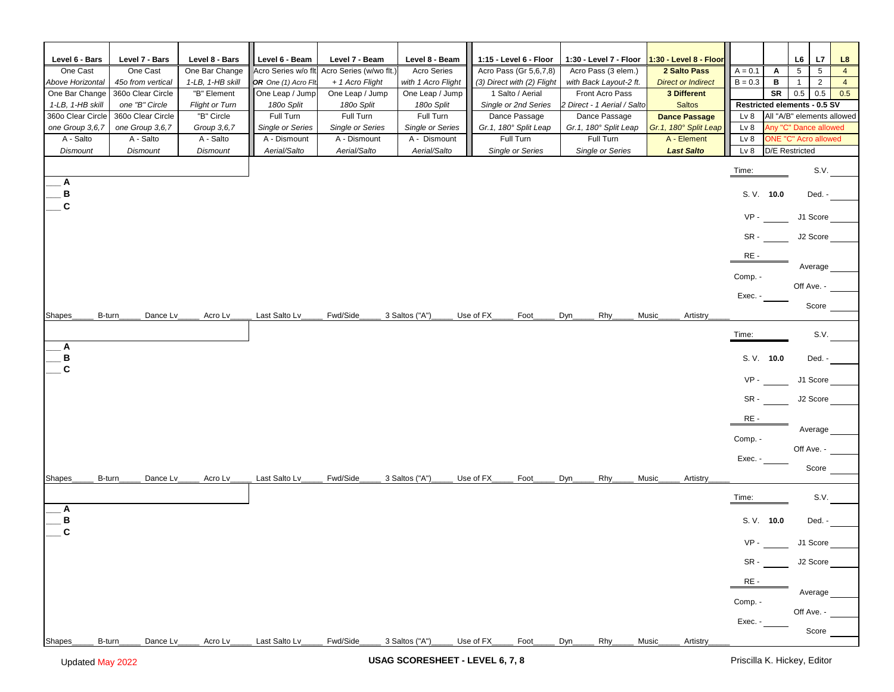| Level 6 - Bars | Level 7 - Bars | Level 8 - Bars | Level 6 - Beam | Level 7 - Beam | Level 8 - Beam | 1:15 - Level 6 - Floor | 1:30 - Level 7 - Floor | 1:30 - Level 8 - Floor |
|---|---|---|---|---|---|---|---|---|
| One Cast | One Cast | One Bar Change | Acro Series w/o flt | Acro Series (w/wo flt.) | Acro Series | Acro Pass (Gr 5,6,7,8) | Acro Pass (3 elem.) | **2 Salto Pass** |
| *Above Horizontal* | *45o from vertical* | *1-LB, 1-HB skill* | ***OR** One (1) Acro Flt.* | *+ 1 Acro Flight* | *with 1 Acro Flight* | *(3) Direct with (2) Flight* | *with Back Layout-2 ft.* | *Direct or Indirect* |
| One Bar Change | 360o Clear Circle | "B" Element | One Leap / Jump | One Leap / Jump | One Leap / Jump | 1 Salto / Aerial | Front Acro Pass | **3 Different** |
| *1-LB, 1-HB skill* | *one "B" Circle* | *Flight or Turn* | *180o Split* | *180o Split* | *180o Split* | *Single or 2nd Series* | *2 Direct - 1 Aerial / Salto* | Saltos |
| 360o Clear Circle | 360o Clear Circle | "B" Circle | Full Turn | Full Turn | Full Turn | Dance Passage | Dance Passage | **Dance Passage** |
| *one Group 3,6,7* | *one Group 3,6,7* | *Group 3,6,7* | *Single or Series* | *Single or Series* | *Single or Series* | *Gr.1, 180° Split Leap* | *Gr.1, 180° Split Leap* | *Gr.1, 180° Split Leap* |
| A - Salto | A - Salto | A - Salto | A - Dismount | A - Dismount | A - Dismount | Full Turn | Full Turn | A - Element |
| *Dismount* | *Dismount* | *Dismount* | *Aerial/Salto* | *Aerial/Salto* | *Aerial/Salto* | *Single or Series* | *Single or Series* | ***Last Salto*** |

| | | L6 | L7 | L8 |
|---|---|---|---|---|
| A = 0.1 | **A** | 5 | 5 | 4 |
| B = 0.3 | **B** | 1 | 2 | 4 |
| | **SR** | 0.5 | 0.5 | 0.5 |
| **Restricted elements - 0.5 SV** | | | | |
| Lv 8 | All "A/B" elements allowed | | | |
| Lv 8 | Any "C" Dance allowed | | | |
| Lv 8 | ONE "C" Acro allowed | | | |
| Lv 8 | D/E Restricted | | | |

___ **A**
___ **B**
___ **C**

Time: ______ S.V. ______
S. V. **10.0** Ded. - ______
VP - ______ J1 Score ______
SR - ______ J2 Score ______
RE - ______ Average ______
Comp. - Off Ave. - ______
Exec. - ______ Score ______

Shapes_____ B-turn_____ Dance Lv_____ Acro Lv_____ Last Salto Lv_____ Fwd/Side_____ 3 Saltos ("A")_____ Use of FX_____ Foot_____ Dyn_____ Rhy_____ Music_____ Artistry_____

___ **A**
___ **B**
___ **C**

Time: ______ S.V. ______
S. V. **10.0** Ded. - ______
VP - ______ J1 Score ______
SR - ______ J2 Score ______
RE - ______ Average ______
Comp. - Off Ave. - ______
Exec. - ______ Score ______

Shapes_____ B-turn_____ Dance Lv_____ Acro Lv_____ Last Salto Lv_____ Fwd/Side_____ 3 Saltos ("A")_____ Use of FX_____ Foot_____ Dyn_____ Rhy_____ Music_____ Artistry_____

___ **A**
___ **B**
___ **C**

Time: ______ S.V. ______
S. V. **10.0** Ded. - ______
VP - ______ J1 Score ______
SR - ______ J2 Score ______
RE - ______ Average ______
Comp. - Off Ave. - ______
Exec. - ______ Score ______

Shapes_____ B-turn_____ Dance Lv_____ Acro Lv_____ Last Salto Lv_____ Fwd/Side_____ 3 Saltos ("A")_____ Use of FX_____ Foot_____ Dyn_____ Rhy_____ Music_____ Artistry_____

Updated May 2022 **USAG SCORESHEET - LEVEL 6, 7, 8** Priscilla K. Hickey, Editor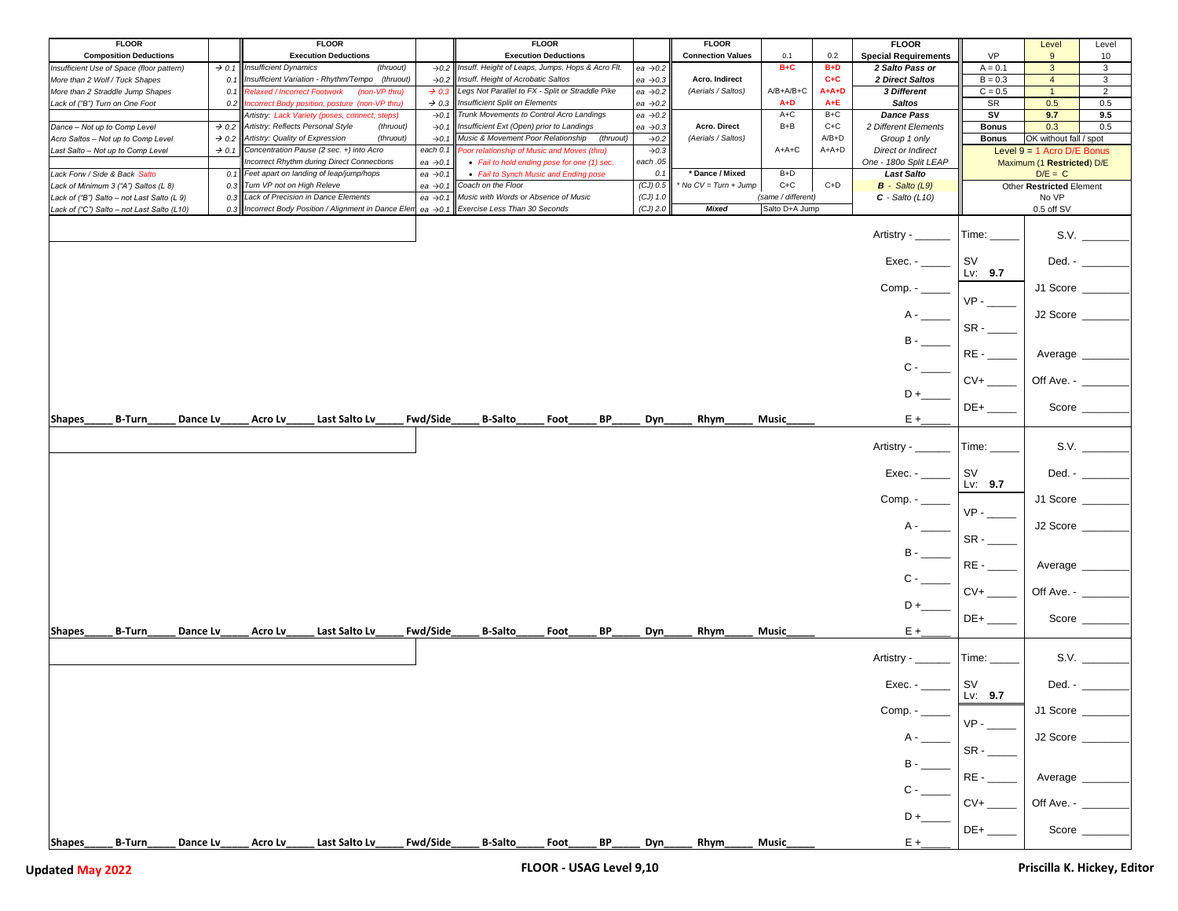| FLOOR Composition Deductions | | FLOOR Execution Deductions | | FLOOR Execution Deductions | | FLOOR Connection Values | 0.1 | 0.2 | FLOOR Special Requirements | VP | Level 9 | Level 10 |
|---|---|---|---|---|---|---|---|---|---|---|---|---|
| Insufficient Use of Space (floor pattern) | → 0.1 | Insufficient Dynamics (thruout) | →0.2 | Insuff. Height of Leaps, Jumps, Hops & Acro Flt. | ea →0.2 | | B+C | B+D | 2 Salto Pass or | A = 0.1 | 3 | 3 |
| More than 2 Wolf / Tuck Shapes | 0.1 | Insufficient Variation - Rhythm/Tempo (thruout) | →0.2 | Insuff. Height of Acrobatic Saltos | ea →0.3 | Acro. Indirect | | C+C | 2 Direct Saltos | B = 0.3 | 4 | 3 |
| More than 2 Straddle Jump Shapes | 0.1 | Relaxed / Incorrect Footwork (non-VP thru) | → 0.3 | Legs Not Parallel to FX - Split or Straddle Pike | ea →0.2 | (Aerials / Saltos) | A/B+A/B+C | A+A+D | 3 Different | C = 0.5 | 1 | 2 |
| Lack of ("B") Turn on One Foot | 0.2 | Incorrect Body position, posture (non-VP thru) | → 0.3 | Insufficient Split on Elements | ea →0.2 | | A+D | A+E | Saltos | SR | 0.5 | 0.5 |
| | | Artistry: Lack Variety (poses, connect, steps) | →0.1 | Trunk Movements to Control Acro Landings | ea →0.2 | | A+C | B+C | Dance Pass | SV | 9.7 | 9.5 |
| Dance – Not up to Comp Level | → 0.2 | Artistry: Reflects Personal Style (thruout) | →0.1 | Insufficient Ext (Open) prior to Landings | ea →0.3 | Acro. Direct | B+B | C+C | 2 Different Elements | Bonus | 0.3 | 0.5 |
| Acro Saltos – Not up to Comp Level | → 0.2 | Artistry: Quality of Expression (thruout) | →0.1 | Music & Movement Poor Relationship (thruout) | →0.2 | (Aerials / Saltos) | | A/B+D | Group 1 only | Bonus | OK without fall / spot | |
| Last Salto – Not up to Comp Level | → 0.1 | Concentration Pause (2 sec. +) into Acro | each 0.1 | Poor relationship of Music and Moves (thru) | →0.3 | | A+A+C | A+A+D | Direct or Indirect | Level 9 = 1 Acro D/E Bonus | | |
| | | Incorrect Rhythm during Direct Connections | ea →0.1 | • Fail to hold ending pose for one (1) sec. | each .05 | | | | One - 180o Split LEAP | Maximum (1 Restricted) D/E | | |
| Lack Forw / Side & Back Salto | 0.1 | Feet apart on landing of leap/jump/hops | ea →0.1 | • Fail to Synch Music and Ending pose | 0.1 | * Dance / Mixed | B+D | | Last Salto | D/E = C | | |
| Lack of Minimum 3 ("A") Saltos (L 8) | 0.3 | Turn VP not on High Releve | ea →0.1 | Coach on the Floor | (CJ) 0.5 | * No CV = Turn + Jump | C+C | C+D | B - Salto (L9) | Other Restricted Element | | |
| Lack of ("B") Salto – not Last Salto (L 9) | 0.3 | Lack of Precision in Dance Elements | ea →0.1 | Music with Words or Absence of Music | (CJ) 1.0 | | (same / different) | | C - Salto (L10) | No VP | | |
| Lack of ("C") Salto – not Last Salto (L10) | 0.3 | Incorrect Body Position / Alignment in Dance Elem | ea →0.1 | Exercise Less Than 30 Seconds | (CJ) 2.0 | Mixed | Salto D+A Jump | | | 0.5 off SV | | |

Artistry - ______ Time: _____ S.V. ________

Exec. - _____ SV Lv: 9.7 Ded. - ________

Comp. - _____ J1 Score ________

VP - _____

A - _____ J2 Score ________

SR - _____

B - _____

RE - _____ Average ________

C - _____

CV+ _____ Off Ave. - ________

D +_____

DE+ _____ Score ________

Shapes_____ B-Turn_____ Dance Lv_____ Acro Lv_____ Last Salto Lv_____ Fwd/Side_____ B-Salto_____ Foot_____ BP_____ Dyn_____ Rhym_____ Music_____ E +_____

Artistry - ______ Time: _____ S.V. ________

Exec. - _____ SV Lv: 9.7 Ded. - ________

Comp. - _____ J1 Score ________

VP - _____

A - _____ J2 Score ________

SR - _____

B - _____

RE - _____ Average ________

C - _____

CV+ _____ Off Ave. - ________

D +_____

DE+ _____ Score ________

Shapes_____ B-Turn_____ Dance Lv_____ Acro Lv_____ Last Salto Lv_____ Fwd/Side_____ B-Salto_____ Foot_____ BP_____ Dyn_____ Rhym_____ Music_____ E +_____

Artistry - ______ Time: _____ S.V. ________

Exec. - _____ SV Lv: 9.7 Ded. - ________

Comp. - _____ J1 Score ________

VP - _____

A - _____ J2 Score ________

SR - _____

B - _____

RE - _____ Average ________

C - _____

CV+ _____ Off Ave. - ________

D +_____

DE+ _____ Score ________

Shapes_____ B-Turn_____ Dance Lv_____ Acro Lv_____ Last Salto Lv_____ Fwd/Side_____ B-Salto_____ Foot_____ BP_____ Dyn_____ Rhym_____ Music_____ E +_____

Updated May 2022 — FLOOR - USAG Level 9,10 — Priscilla K. Hickey, Editor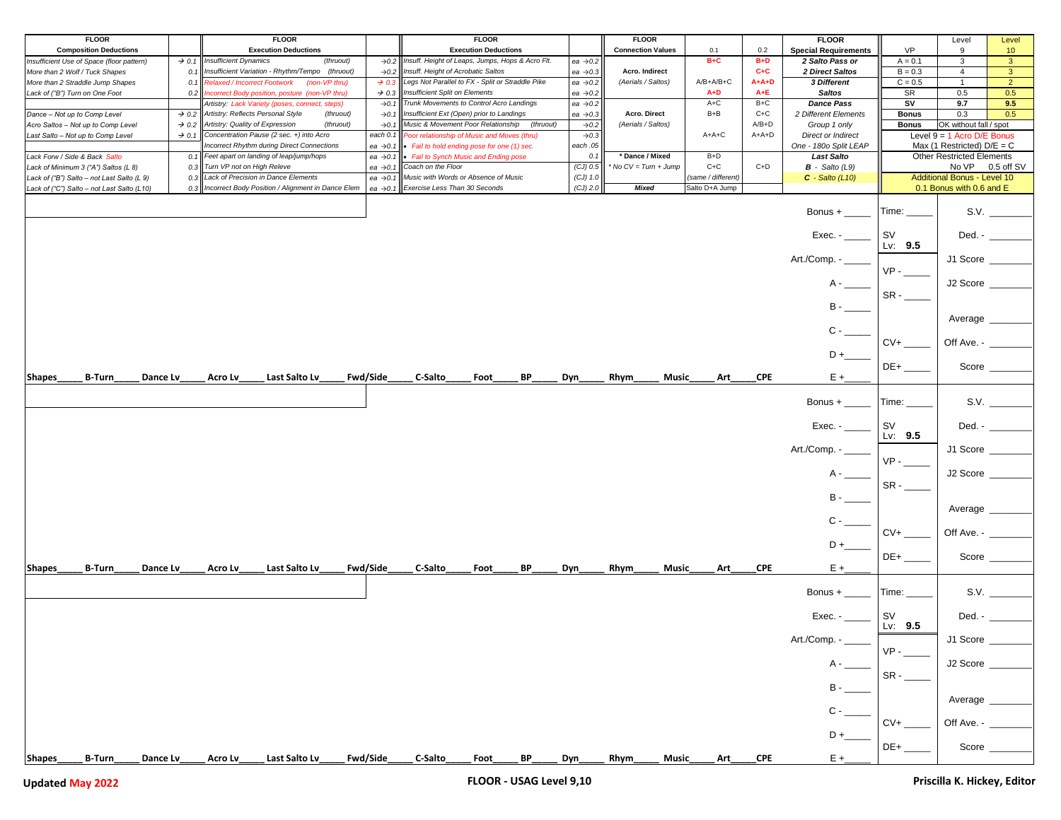| FLOOR Composition Deductions | | FLOOR Execution Deductions | | FLOOR Execution Deductions | | FLOOR Connection Values | 0.1 | 0.2 | FLOOR Special Requirements | | Level 9 | Level 10 |
|---|---|---|---|---|---|---|---|---|---|---|---|---|
| Insufficient Use of Space (floor pattern) | → 0.1 | Insufficient Dynamics (thruout) | →0.2 | Insuff. Height of Leaps, Jumps, Hops & Acro Flt. | ea →0.2 | | B+C | B+D | 2 Salto Pass or | VP | | |
| More than 2 Wolf / Tuck Shapes | 0.1 | Insufficient Variation - Rhythm/Tempo (thruout) | →0.2 | Insuff. Height of Acrobatic Saltos | ea →0.3 | Acro. Indirect | | C+C | 2 Direct Saltos | A = 0.1 | 3 | 3 |
| More than 2 Straddle Jump Shapes | 0.1 | Relaxed / Incorrect Footwork (non-VP thru) | → 0.3 | Legs Not Parallel to FX - Split or Straddle Pike | ea →0.2 | (Aerials / Saltos) | A/B+A/B+C | A+A+D | 3 Different | B = 0.3 | 4 | 3 |
| Lack of ("B") Turn on One Foot | 0.2 | Incorrect Body position, posture (non-VP thru) | → 0.3 | Insufficient Split on Elements | ea →0.2 | | A+D | A+E | Saltos | C = 0.5 | 1 | 2 |
| | | Artistry: Lack Variety (poses, connect, steps) | →0.1 | Trunk Movements to Control Acro Landings | ea →0.2 | | A+C | B+C | Dance Pass | SR | 0.5 | 0.5 |
| Dance – Not up to Comp Level | → 0.2 | Artistry: Reflects Personal Style (thruout) | →0.1 | Insufficient Ext (Open) prior to Landings | ea →0.3 | Acro. Direct | B+B | C+C | 2 Different Elements | SV | 9.7 | 9.5 |
| Acro Saltos – Not up to Comp Level | → 0.2 | Artistry: Quality of Expression (thruout) | →0.1 | Music & Movement Poor Relationship (thruout) | →0.2 | (Aerials / Saltos) | | A/B+D | Group 1 only | Bonus | 0.3 | 0.5 |
| Last Salto – Not up to Comp Level | → 0.1 | Concentration Pause (2 sec. +) into Acro | each 0.1 | Poor relationship of Music and Moves (thru) | →0.3 | | A+A+C | A+A+D | Direct or Indirect | Bonus | OK without fall / spot | |
| | | Incorrect Rhythm during Direct Connections | ea →0.1 | • Fail to hold ending pose for one (1) sec. | each .05 | | | | One - 180o Split LEAP | Level 9 = 1 Acro D/E Bonus | | |
| Lack Forw / Side & Back Salto | 0.1 | Feet apart on landing of leap/jump/hops | ea →0.1 | • Fail to Synch Music and Ending pose | 0.1 | * Dance / Mixed | B+D | | Last Salto | Max (1 Restricted) D/E = C | | |
| Lack of Minimum 3 ("A") Saltos (L 8) | 0.3 | Turn VP not on High Releve | ea →0.1 | Coach on the Floor | (CJ) 0.5 | * No CV = Turn + Jump | C+C | C+D | B - Salto (L9) | Other Restricted Elements | | |
| Lack of ("B") Salto – not Last Salto (L 9) | 0.3 | Lack of Precision in Dance Elements | ea →0.1 | Music with Words or Absence of Music | (CJ) 1.0 | | (same / different) | | C - Salto (L10) | No VP 0.5 off SV | | |
| Lack of ("C") Salto – not Last Salto (L10) | 0.3 | Incorrect Body Position / Alignment in Dance Elem | ea →0.1 | Exercise Less Than 30 Seconds | (CJ) 2.0 | Mixed | Salto D+A Jump | | | Additional Bonus - Level 10 0.1 Bonus with 0.6 and E | | |

Bonus + _____ Time: _____ S.V. ________

Exec. - _____ SV Lv: 9.5 Ded. - ________

Art./Comp. - _____ J1 Score ________

A - _____ VP - _____ J2 Score ________

B - _____ SR - _____

C - _____ Average ________

D + _____ CV+ _____ Off Ave. - ________

E + _____ DE+ _____ Score ________

Shapes_____ B-Turn_____ Dance Lv_____ Acro Lv_____ Last Salto Lv_____ Fwd/Side_____ C-Salto_____ Foot_____ BP_____ Dyn_____ Rhym_____ Music_____ Art_____ CPE

Bonus + _____ Time: _____ S.V. ________

Exec. - _____ SV Lv: 9.5 Ded. - ________

Art./Comp. - _____ J1 Score ________

A - _____ VP - _____ J2 Score ________

B - _____ SR - _____

C - _____ Average ________

D + _____ CV+ _____ Off Ave. - ________

E + _____ DE+ _____ Score ________

Shapes_____ B-Turn_____ Dance Lv_____ Acro Lv_____ Last Salto Lv_____ Fwd/Side_____ C-Salto_____ Foot_____ BP_____ Dyn_____ Rhym_____ Music_____ Art_____ CPE

Bonus + _____ Time: _____ S.V. ________

Exec. - _____ SV Lv: 9.5 Ded. - ________

Art./Comp. - _____ J1 Score ________

A - _____ VP - _____ J2 Score ________

B - _____ SR - _____

C - _____ Average ________

D + _____ CV+ _____ Off Ave. - ________

E + _____ DE+ _____ Score ________

Shapes_____ B-Turn_____ Dance Lv_____ Acro Lv_____ Last Salto Lv_____ Fwd/Side_____ C-Salto_____ Foot_____ BP_____ Dyn_____ Rhym_____ Music_____ Art_____ CPE

Updated May 2022 — FLOOR - USAG Level 9,10 — Priscilla K. Hickey, Editor